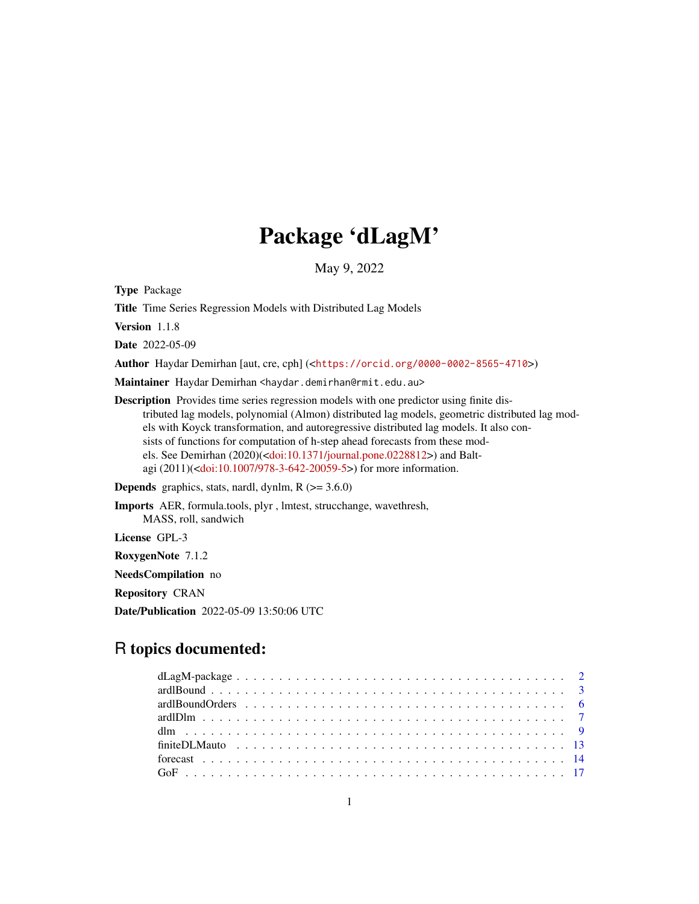# Package 'dLagM'

May 9, 2022

**Type** Package

**Title** Time Series Regression Models with Distributed Lag Models

**Version** 1.1.8

**Date** 2022-05-09

**Author** Haydar Demirhan [aut, cre, cph] (<https://orcid.org/0000-0002-8565-4710>)

**Maintainer** Haydar Demirhan <haydar.demirhan@rmit.edu.au>

**Description** Provides time series regression models with one predictor using finite distributed lag models, polynomial (Almon) distributed lag models, geometric distributed lag models with Koyck transformation, and autoregressive distributed lag models. It also consists of functions for computation of h-step ahead forecasts from these models. See Demirhan (2020)(<doi:10.1371/journal.pone.0228812>) and Baltagi (2011)(<doi:10.1007/978-3-642-20059-5>) for more information.

**Depends** graphics, stats, nardl, dynlm, R (>= 3.6.0)

**Imports** AER, formula.tools, plyr , lmtest, strucchange, wavethresh, MASS, roll, sandwich

**License** GPL-3

**RoxygenNote** 7.1.2

**NeedsCompilation** no

**Repository** CRAN

**Date/Publication** 2022-05-09 13:50:06 UTC

## R topics documented:

| | |
|---|---|
| dLagM-package | 2 |
| ardlBound | 3 |
| ardlBoundOrders | 6 |
| ardlDlm | 7 |
| dlm | 9 |
| finiteDLMauto | 13 |
| forecast | 14 |
| GoF | 17 |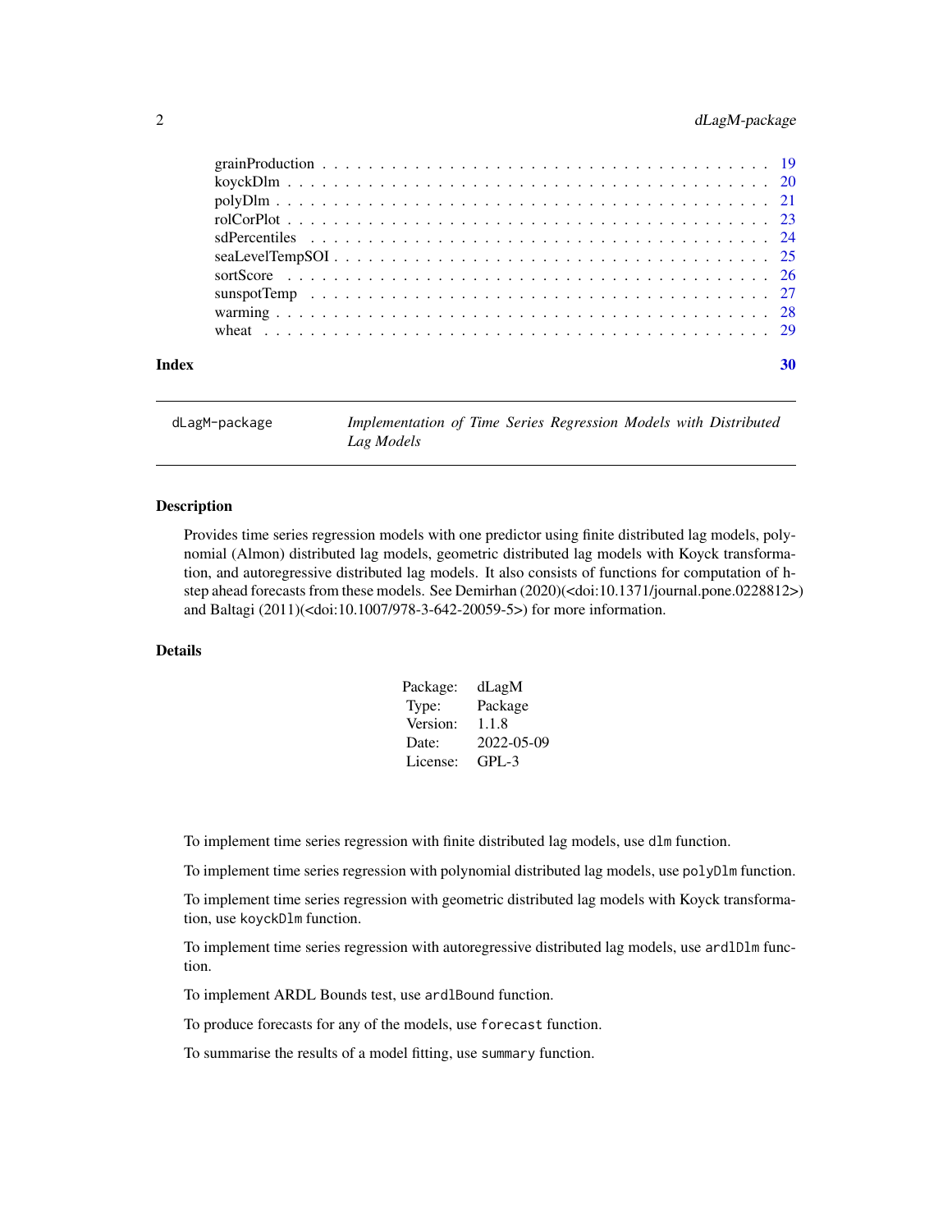grainProduction . . . . . . . . . . . . . . . . . . . . . . . . . . . . . . . . . . . . 19
koyckDlm . . . . . . . . . . . . . . . . . . . . . . . . . . . . . . . . . . . . . . . 20
polyDlm . . . . . . . . . . . . . . . . . . . . . . . . . . . . . . . . . . . . . . . . 21
rolCorPlot . . . . . . . . . . . . . . . . . . . . . . . . . . . . . . . . . . . . . . . 23
sdPercentiles . . . . . . . . . . . . . . . . . . . . . . . . . . . . . . . . . . . . . 24
seaLevelTempSOI . . . . . . . . . . . . . . . . . . . . . . . . . . . . . . . . . . . . 25
sortScore . . . . . . . . . . . . . . . . . . . . . . . . . . . . . . . . . . . . . . . 26
sunspotTemp . . . . . . . . . . . . . . . . . . . . . . . . . . . . . . . . . . . . . . 27
warming . . . . . . . . . . . . . . . . . . . . . . . . . . . . . . . . . . . . . . . . 28
wheat . . . . . . . . . . . . . . . . . . . . . . . . . . . . . . . . . . . . . . . . . 29

**Index** **30**

---

`dLagM-package` *Implementation of Time Series Regression Models with Distributed Lag Models*

---

### Description

Provides time series regression models with one predictor using finite distributed lag models, polynomial (Almon) distributed lag models, geometric distributed lag models with Koyck transformation, and autoregressive distributed lag models. It also consists of functions for computation of h-step ahead forecasts from these models. See Demirhan (2020)(<doi:10.1371/journal.pone.0228812>) and Baltagi (2011)(<doi:10.1007/978-3-642-20059-5>) for more information.

### Details

| | |
|---|---|
| Package: | dLagM |
| Type: | Package |
| Version: | 1.1.8 |
| Date: | 2022-05-09 |
| License: | GPL-3 |

To implement time series regression with finite distributed lag models, use `dlm` function.

To implement time series regression with polynomial distributed lag models, use `polyDlm` function.

To implement time series regression with geometric distributed lag models with Koyck transformation, use `koyckDlm` function.

To implement time series regression with autoregressive distributed lag models, use `ardlDlm` function.

To implement ARDL Bounds test, use `ardlBound` function.

To produce forecasts for any of the models, use `forecast` function.

To summarise the results of a model fitting, use `summary` function.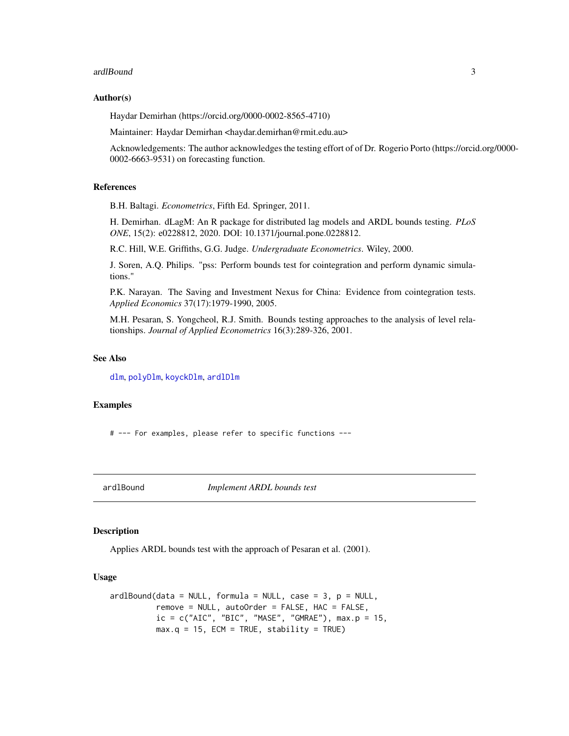### Author(s)

Haydar Demirhan (https://orcid.org/0000-0002-8565-4710)

Maintainer: Haydar Demirhan <haydar.demirhan@rmit.edu.au>

Acknowledgements: The author acknowledges the testing effort of of Dr. Rogerio Porto (https://orcid.org/0000-0002-6663-9531) on forecasting function.

### References

B.H. Baltagi. *Econometrics*, Fifth Ed. Springer, 2011.

H. Demirhan. dLagM: An R package for distributed lag models and ARDL bounds testing. *PLoS ONE*, 15(2): e0228812, 2020. DOI: 10.1371/journal.pone.0228812.

R.C. Hill, W.E. Griffiths, G.G. Judge. *Undergraduate Econometrics*. Wiley, 2000.

J. Soren, A.Q. Philips. "pss: Perform bounds test for cointegration and perform dynamic simulations."

P.K. Narayan. The Saving and Investment Nexus for China: Evidence from cointegration tests. *Applied Economics* 37(17):1979-1990, 2005.

M.H. Pesaran, S. Yongcheol, R.J. Smith. Bounds testing approaches to the analysis of level relationships. *Journal of Applied Econometrics* 16(3):289-326, 2001.

### See Also

dlm, polyDlm, koyckDlm, ardlDlm

### Examples

```
# --- For examples, please refer to specific functions ---
```

---

## ardlBound — *Implement ARDL bounds test*

---

### Description

Applies ARDL bounds test with the approach of Pesaran et al. (2001).

### Usage

```
ardlBound(data = NULL, formula = NULL, case = 3, p = NULL,
          remove = NULL, autoOrder = FALSE, HAC = FALSE,
          ic = c("AIC", "BIC", "MASE", "GMRAE"), max.p = 15,
          max.q = 15, ECM = TRUE, stability = TRUE)
```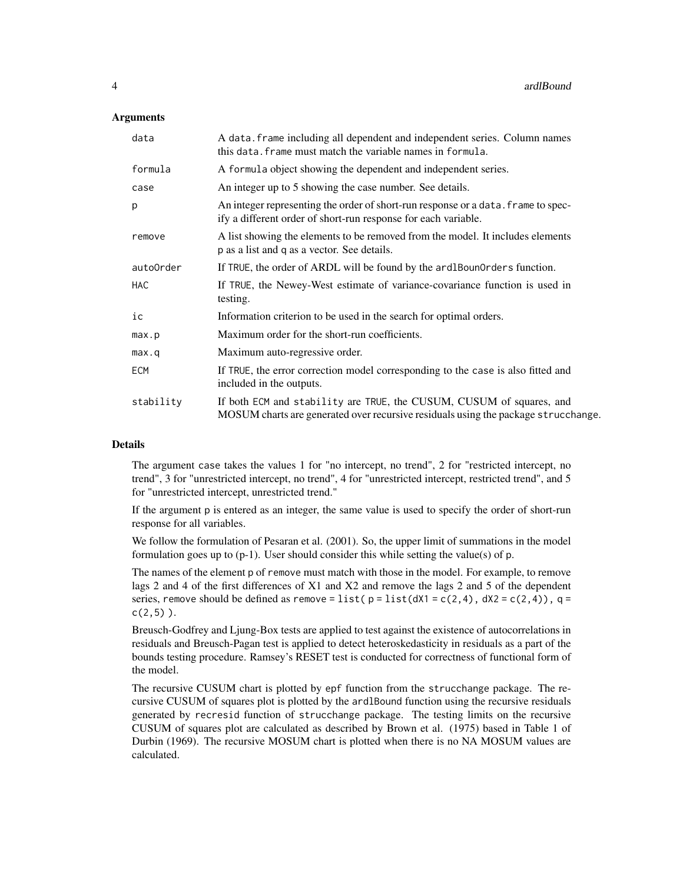### Arguments

| | |
|---|---|
| `data` | A `data.frame` including all dependent and independent series. Column names this `data.frame` must match the variable names in `formula`. |
| `formula` | A `formula` object showing the dependent and independent series. |
| `case` | An integer up to 5 showing the case number. See details. |
| `p` | An integer representing the order of short-run response or a `data.frame` to specify a different order of short-run response for each variable. |
| `remove` | A list showing the elements to be removed from the model. It includes elements `p` as a list and `q` as a vector. See details. |
| `autoOrder` | If `TRUE`, the order of ARDL will be found by the `ardlBounOrders` function. |
| `HAC` | If `TRUE`, the Newey-West estimate of variance-covariance function is used in testing. |
| `ic` | Information criterion to be used in the search for optimal orders. |
| `max.p` | Maximum order for the short-run coefficients. |
| `max.q` | Maximum auto-regressive order. |
| `ECM` | If `TRUE`, the error correction model corresponding to the `case` is also fitted and included in the outputs. |
| `stability` | If both `ECM` and `stability` are `TRUE`, the CUSUM, CUSUM of squares, and MOSUM charts are generated over recursive residuals using the package `strucchange`. |

### Details

The argument `case` takes the values 1 for "no intercept, no trend", 2 for "restricted intercept, no trend", 3 for "unrestricted intercept, no trend", 4 for "unrestricted intercept, restricted trend", and 5 for "unrestricted intercept, unrestricted trend."

If the argument `p` is entered as an integer, the same value is used to specify the order of short-run response for all variables.

We follow the formulation of Pesaran et al. (2001). So, the upper limit of summations in the model formulation goes up to (p-1). User should consider this while setting the value(s) of `p`.

The names of the element `p` of `remove` must match with those in the model. For example, to remove lags 2 and 4 of the first differences of X1 and X2 and remove the lags 2 and 5 of the dependent series, `remove` should be defined as `remove = list( p = list(dX1 = c(2,4), dX2 = c(2,4)), q = c(2,5) )`.

Breusch-Godfrey and Ljung-Box tests are applied to test against the existence of autocorrelations in residuals and Breusch-Pagan test is applied to detect heteroskedasticity in residuals as a part of the bounds testing procedure. Ramsey's RESET test is conducted for correctness of functional form of the model.

The recursive CUSUM chart is plotted by `epf` function from the `strucchange` package. The recursive CUSUM of squares plot is plotted by the `ardlBound` function using the recursive residuals generated by `recresid` function of `strucchange` package. The testing limits on the recursive CUSUM of squares plot are calculated as described by Brown et al. (1975) based in Table 1 of Durbin (1969). The recursive MOSUM chart is plotted when there is no NA MOSUM values are calculated.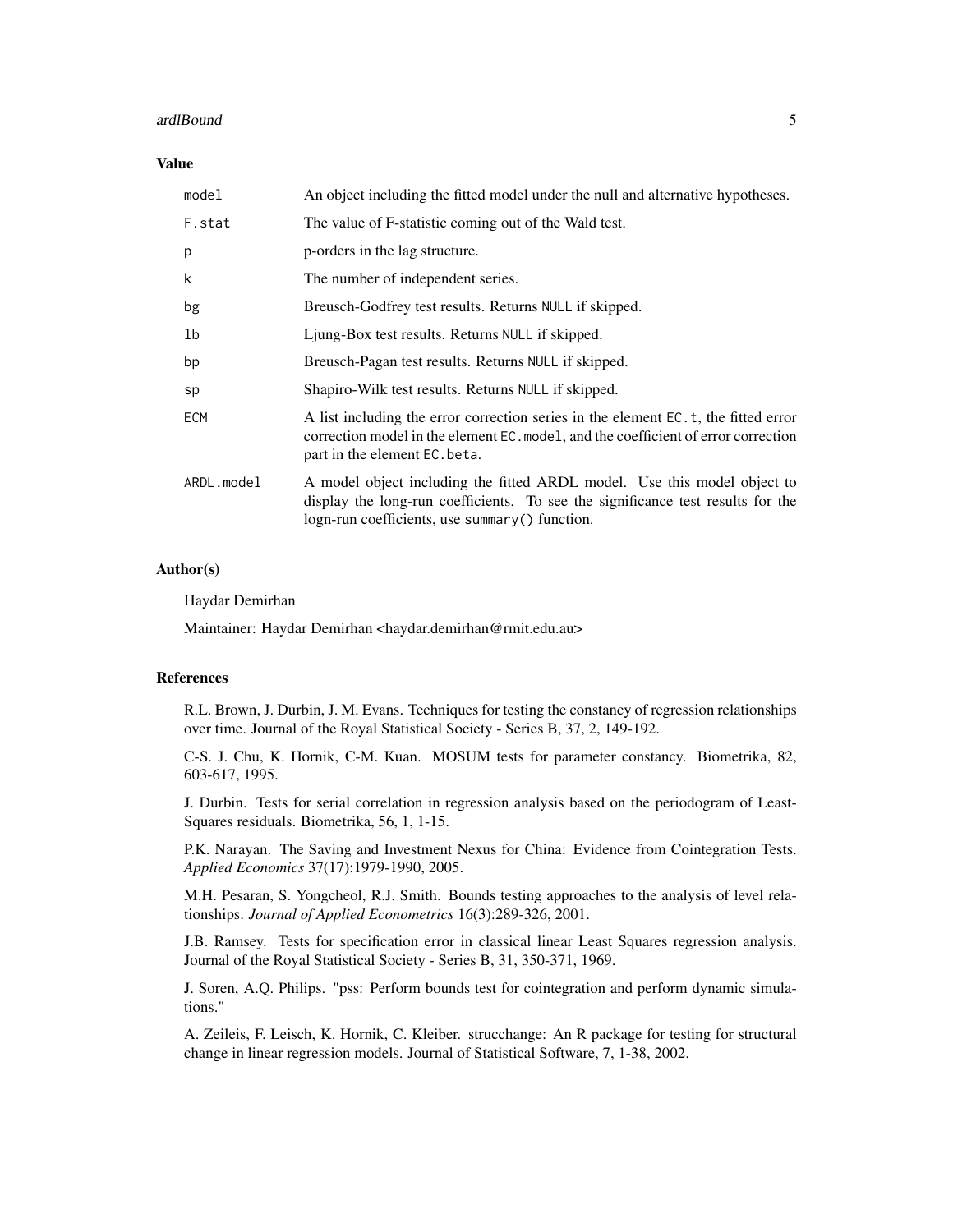## Value

| | |
|---|---|
| model | An object including the fitted model under the null and alternative hypotheses. |
| F.stat | The value of F-statistic coming out of the Wald test. |
| p | p-orders in the lag structure. |
| k | The number of independent series. |
| bg | Breusch-Godfrey test results. Returns NULL if skipped. |
| lb | Ljung-Box test results. Returns NULL if skipped. |
| bp | Breusch-Pagan test results. Returns NULL if skipped. |
| sp | Shapiro-Wilk test results. Returns NULL if skipped. |
| ECM | A list including the error correction series in the element `EC.t`, the fitted error correction model in the element `EC.model`, and the coefficient of error correction part in the element `EC.beta`. |
| ARDL.model | A model object including the fitted ARDL model. Use this model object to display the long-run coefficients. To see the significance test results for the logn-run coefficients, use `summary()` function. |

## Author(s)

Haydar Demirhan

Maintainer: Haydar Demirhan <haydar.demirhan@rmit.edu.au>

## References

R.L. Brown, J. Durbin, J. M. Evans. Techniques for testing the constancy of regression relationships over time. Journal of the Royal Statistical Society - Series B, 37, 2, 149-192.

C-S. J. Chu, K. Hornik, C-M. Kuan. MOSUM tests for parameter constancy. Biometrika, 82, 603-617, 1995.

J. Durbin. Tests for serial correlation in regression analysis based on the periodogram of Least-Squares residuals. Biometrika, 56, 1, 1-15.

P.K. Narayan. The Saving and Investment Nexus for China: Evidence from Cointegration Tests. *Applied Economics* 37(17):1979-1990, 2005.

M.H. Pesaran, S. Yongcheol, R.J. Smith. Bounds testing approaches to the analysis of level relationships. *Journal of Applied Econometrics* 16(3):289-326, 2001.

J.B. Ramsey. Tests for specification error in classical linear Least Squares regression analysis. Journal of the Royal Statistical Society - Series B, 31, 350-371, 1969.

J. Soren, A.Q. Philips. "pss: Perform bounds test for cointegration and perform dynamic simulations."

A. Zeileis, F. Leisch, K. Hornik, C. Kleiber. strucchange: An R package for testing for structural change in linear regression models. Journal of Statistical Software, 7, 1-38, 2002.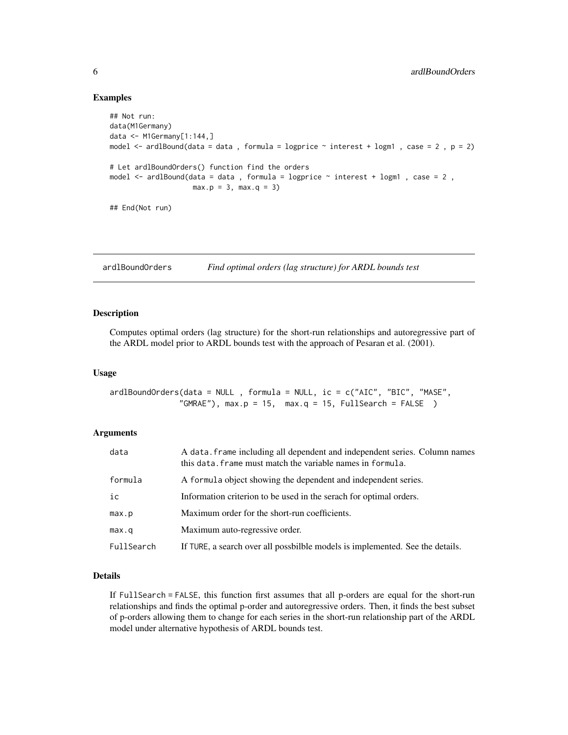## Examples

```
## Not run:
data(M1Germany)
data <- M1Germany[1:144,]
model <- ardlBound(data = data , formula = logprice ~ interest + logm1 , case = 2 , p = 2)

# Let ardlBoundOrders() function find the orders
model <- ardlBound(data = data , formula = logprice ~ interest + logm1 , case = 2 ,
                   max.p = 3, max.q = 3)

## End(Not run)
```

---

# ardlBoundOrders *Find optimal orders (lag structure) for ARDL bounds test*

---

## Description

Computes optimal orders (lag structure) for the short-run relationships and autoregressive part of the ARDL model prior to ARDL bounds test with the approach of Pesaran et al. (2001).

## Usage

```
ardlBoundOrders(data = NULL , formula = NULL, ic = c("AIC", "BIC", "MASE",
               "GMRAE"), max.p = 15,  max.q = 15, FullSearch = FALSE  )
```

## Arguments

| | |
|---|---|
| data | A data.frame including all dependent and independent series. Column names this data.frame must match the variable names in formula. |
| formula | A formula object showing the dependent and independent series. |
| ic | Information criterion to be used in the serach for optimal orders. |
| max.p | Maximum order for the short-run coefficients. |
| max.q | Maximum auto-regressive order. |
| FullSearch | If TURE, a search over all possbilble models is implemented. See the details. |

## Details

If FullSearch = FALSE, this function first assumes that all p-orders are equal for the short-run relationships and finds the optimal p-order and autoregressive orders. Then, it finds the best subset of p-orders allowing them to change for each series in the short-run relationship part of the ARDL model under alternative hypothesis of ARDL bounds test.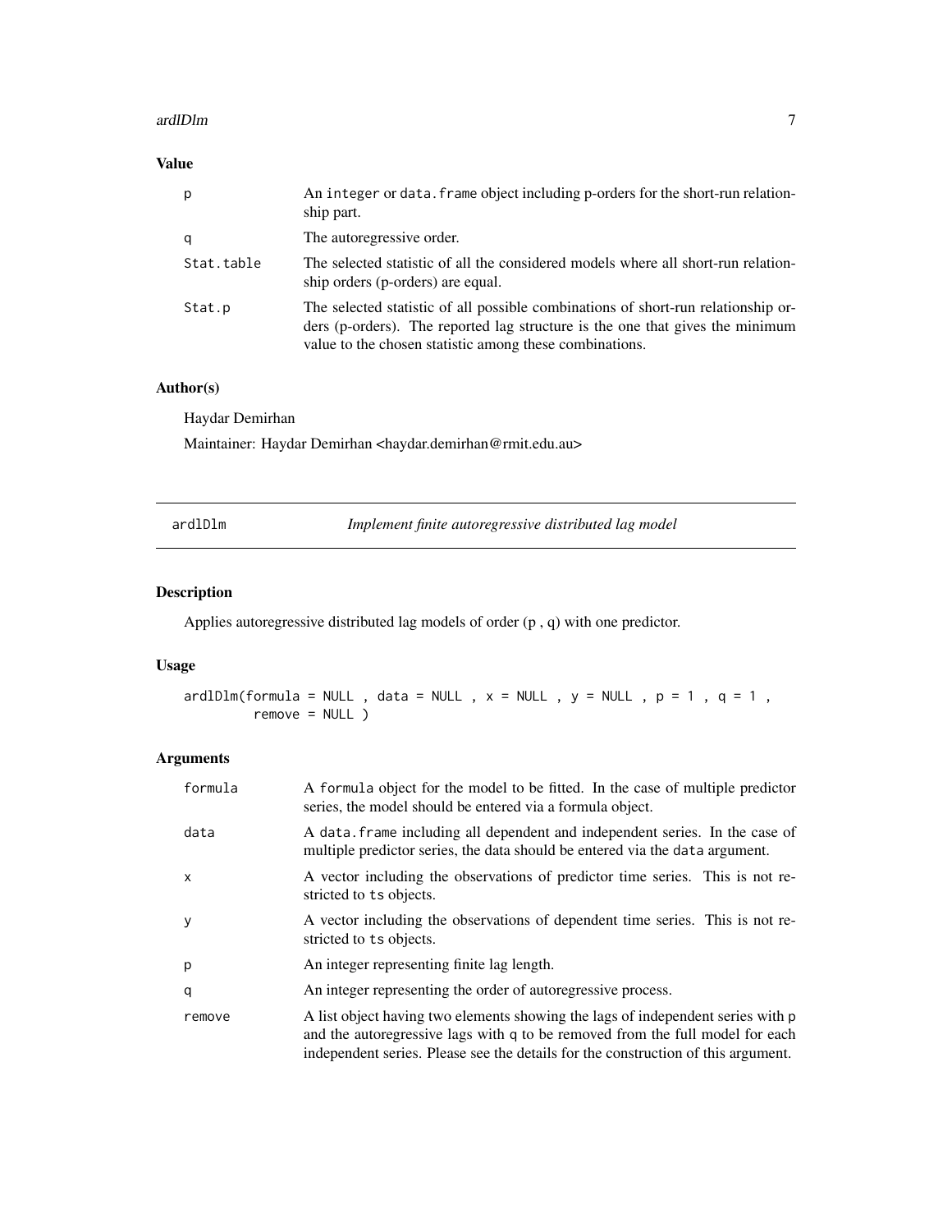## Value

| | |
|---|---|
| p | An integer or data.frame object including p-orders for the short-run relationship part. |
| q | The autoregressive order. |
| Stat.table | The selected statistic of all the considered models where all short-run relationship orders (p-orders) are equal. |
| Stat.p | The selected statistic of all possible combinations of short-run relationship orders (p-orders). The reported lag structure is the one that gives the minimum value to the chosen statistic among these combinations. |

## Author(s)

Haydar Demirhan

Maintainer: Haydar Demirhan <haydar.demirhan@rmit.edu.au>

---

# ardlDlm — *Implement finite autoregressive distributed lag model*

## Description

Applies autoregressive distributed lag models of order (p , q) with one predictor.

## Usage

```
ardlDlm(formula = NULL , data = NULL , x = NULL , y = NULL , p = 1 , q = 1 ,
        remove = NULL )
```

## Arguments

| | |
|---|---|
| formula | A formula object for the model to be fitted. In the case of multiple predictor series, the model should be entered via a formula object. |
| data | A data.frame including all dependent and independent series. In the case of multiple predictor series, the data should be entered via the data argument. |
| x | A vector including the observations of predictor time series. This is not restricted to ts objects. |
| y | A vector including the observations of dependent time series. This is not restricted to ts objects. |
| p | An integer representing finite lag length. |
| q | An integer representing the order of autoregressive process. |
| remove | A list object having two elements showing the lags of independent series with p and the autoregressive lags with q to be removed from the full model for each independent series. Please see the details for the construction of this argument. |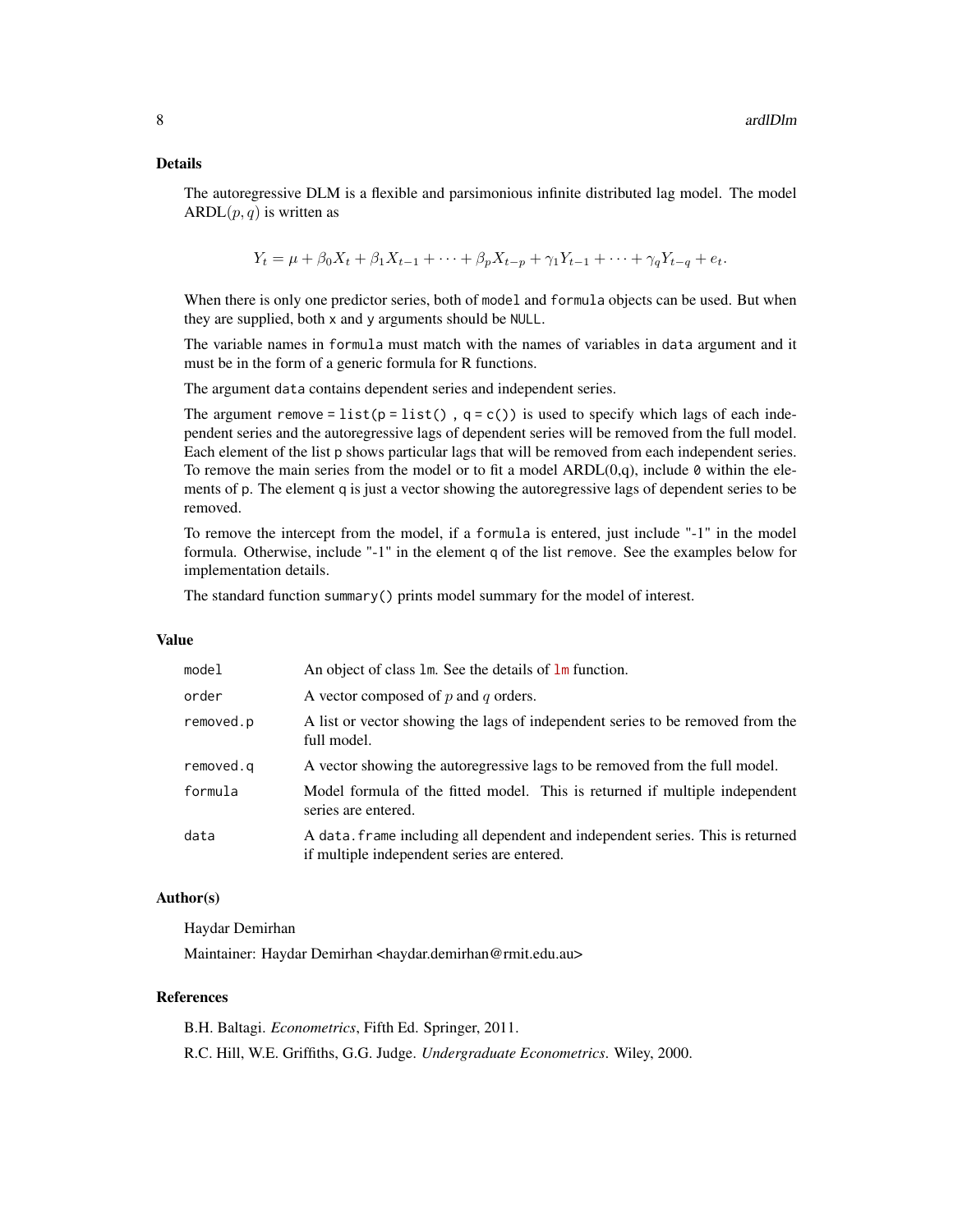### Details

The autoregressive DLM is a flexible and parsimonious infinite distributed lag model. The model $\text{ARDL}(p, q)$ is written as

$$Y_t = \mu + \beta_0 X_t + \beta_1 X_{t-1} + \cdots + \beta_p X_{t-p} + \gamma_1 Y_{t-1} + \cdots + \gamma_q Y_{t-q} + e_t.$$

When there is only one predictor series, both of `model` and `formula` objects can be used. But when they are supplied, both `x` and `y` arguments should be `NULL`.

The variable names in `formula` must match with the names of variables in `data` argument and it must be in the form of a generic formula for R functions.

The argument `data` contains dependent series and independent series.

The argument `remove = list(p = list() , q = c())` is used to specify which lags of each independent series and the autoregressive lags of dependent series will be removed from the full model. Each element of the list `p` shows particular lags that will be removed from each independent series. To remove the main series from the model or to fit a model ARDL(0,q), include `0` within the elements of `p`. The element `q` is just a vector showing the autoregressive lags of dependent series to be removed.

To remove the intercept from the model, if a `formula` is entered, just include "-1" in the model formula. Otherwise, include "-1" in the element `q` of the list `remove`. See the examples below for implementation details.

The standard function `summary()` prints model summary for the model of interest.

### Value

| | |
|---|---|
| `model` | An object of class `lm`. See the details of `lm` function. |
| `order` | A vector composed of $p$ and $q$ orders. |
| `removed.p` | A list or vector showing the lags of independent series to be removed from the full model. |
| `removed.q` | A vector showing the autoregressive lags to be removed from the full model. |
| `formula` | Model formula of the fitted model. This is returned if multiple independent series are entered. |
| `data` | A `data.frame` including all dependent and independent series. This is returned if multiple independent series are entered. |

### Author(s)

Haydar Demirhan

Maintainer: Haydar Demirhan <haydar.demirhan@rmit.edu.au>

### References

B.H. Baltagi. *Econometrics*, Fifth Ed. Springer, 2011.

R.C. Hill, W.E. Griffiths, G.G. Judge. *Undergraduate Econometrics*. Wiley, 2000.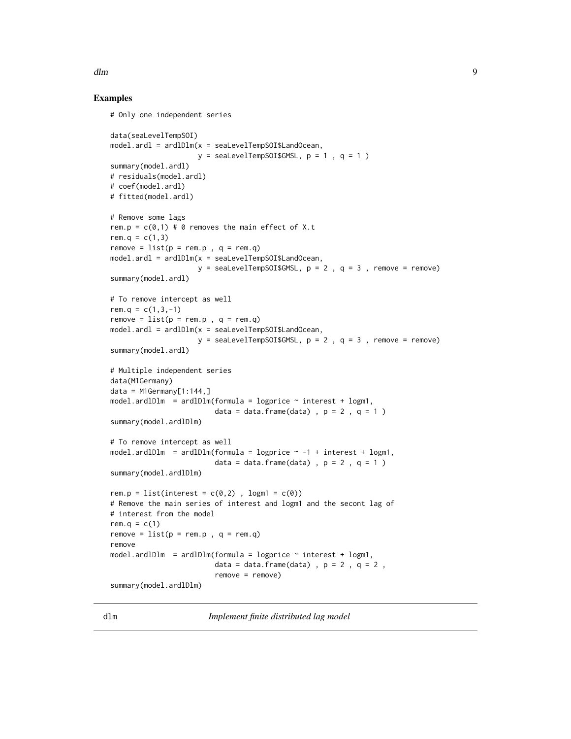## Examples

```
# Only one independent series

data(seaLevelTempSOI)
model.ardl = ardlDlm(x = seaLevelTempSOI$LandOcean,
                     y = seaLevelTempSOI$GMSL, p = 1 , q = 1 )
summary(model.ardl)
# residuals(model.ardl)
# coef(model.ardl)
# fitted(model.ardl)

# Remove some lags
rem.p = c(0,1) # 0 removes the main effect of X.t
rem.q = c(1,3)
remove = list(p = rem.p , q = rem.q)
model.ardl = ardlDlm(x = seaLevelTempSOI$LandOcean,
                     y = seaLevelTempSOI$GMSL, p = 2 , q = 3 , remove = remove)
summary(model.ardl)

# To remove intercept as well
rem.q = c(1,3,-1)
remove = list(p = rem.p , q = rem.q)
model.ardl = ardlDlm(x = seaLevelTempSOI$LandOcean,
                     y = seaLevelTempSOI$GMSL, p = 2 , q = 3 , remove = remove)
summary(model.ardl)

# Multiple independent series
data(M1Germany)
data = M1Germany[1:144,]
model.ardlDlm  = ardlDlm(formula = logprice ~ interest + logm1,
                         data = data.frame(data) , p = 2 , q = 1 )
summary(model.ardlDlm)

# To remove intercept as well
model.ardlDlm  = ardlDlm(formula = logprice ~ -1 + interest + logm1,
                         data = data.frame(data) , p = 2 , q = 1 )
summary(model.ardlDlm)

rem.p = list(interest = c(0,2) , logm1 = c(0))
# Remove the main series of interest and logm1 and the secont lag of
# interest from the model
rem.q = c(1)
remove = list(p = rem.p , q = rem.q)
remove
model.ardlDlm  = ardlDlm(formula = logprice ~ interest + logm1,
                         data = data.frame(data) , p = 2 , q = 2 ,
                         remove = remove)
summary(model.ardlDlm)
```

---

dlm *Implement finite distributed lag model*

---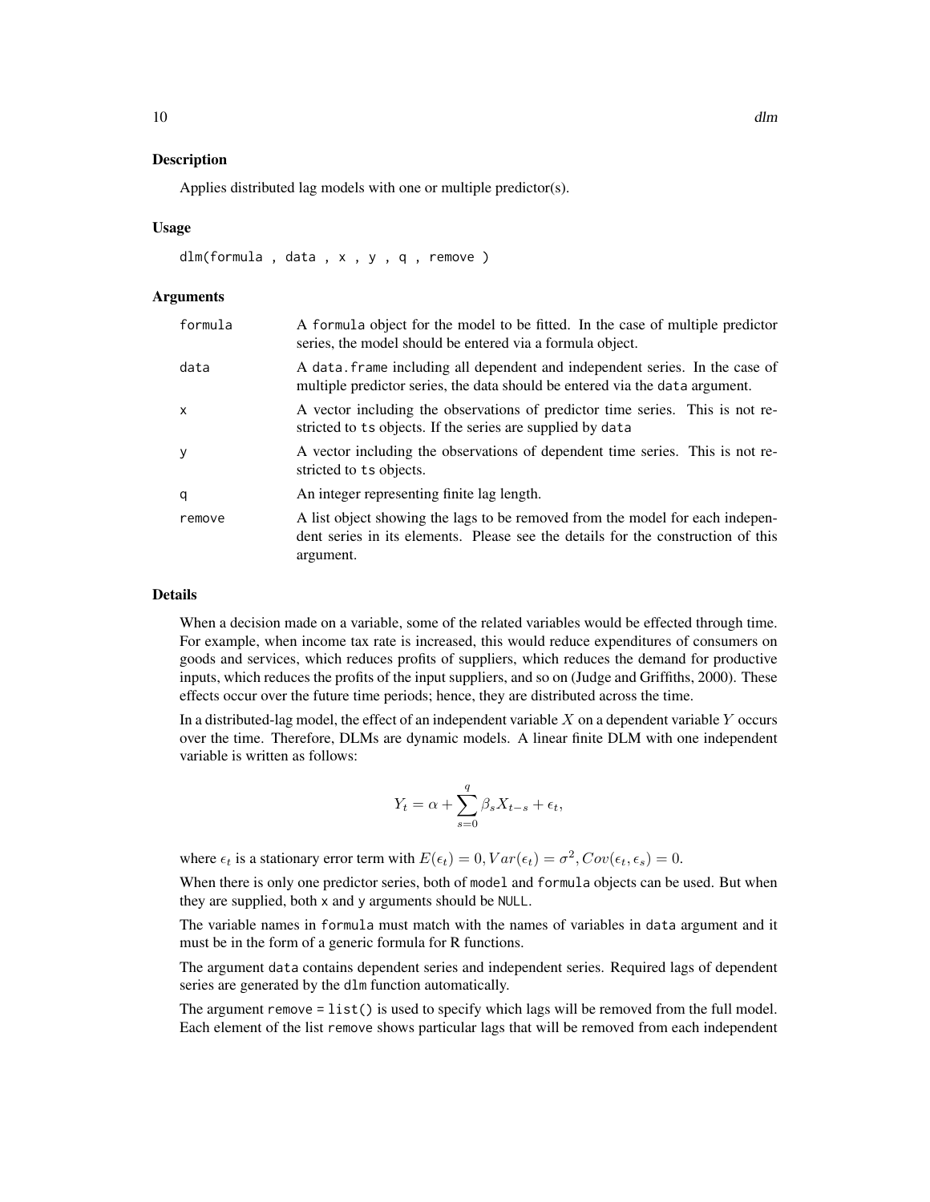## Description

Applies distributed lag models with one or multiple predictor(s).

## Usage

```
dlm(formula , data , x , y , q , remove )
```

## Arguments

| | |
|---|---|
| formula | A formula object for the model to be fitted. In the case of multiple predictor series, the model should be entered via a formula object. |
| data | A data.frame including all dependent and independent series. In the case of multiple predictor series, the data should be entered via the data argument. |
| x | A vector including the observations of predictor time series. This is not restricted to ts objects. If the series are supplied by data |
| y | A vector including the observations of dependent time series. This is not restricted to ts objects. |
| q | An integer representing finite lag length. |
| remove | A list object showing the lags to be removed from the model for each independent series in its elements. Please see the details for the construction of this argument. |

## Details

When a decision made on a variable, some of the related variables would be effected through time. For example, when income tax rate is increased, this would reduce expenditures of consumers on goods and services, which reduces profits of suppliers, which reduces the demand for productive inputs, which reduces the profits of the input suppliers, and so on (Judge and Griffiths, 2000). These effects occur over the future time periods; hence, they are distributed across the time.

In a distributed-lag model, the effect of an independent variable $X$ on a dependent variable $Y$ occurs over the time. Therefore, DLMs are dynamic models. A linear finite DLM with one independent variable is written as follows:

$$Y_t = \alpha + \sum_{s=0}^{q} \beta_s X_{t-s} + \epsilon_t,$$

where $\epsilon_t$ is a stationary error term with $E(\epsilon_t) = 0, Var(\epsilon_t) = \sigma^2, Cov(\epsilon_t, \epsilon_s) = 0$.

When there is only one predictor series, both of model and formula objects can be used. But when they are supplied, both x and y arguments should be NULL.

The variable names in formula must match with the names of variables in data argument and it must be in the form of a generic formula for R functions.

The argument data contains dependent series and independent series. Required lags of dependent series are generated by the dlm function automatically.

The argument remove = list() is used to specify which lags will be removed from the full model. Each element of the list remove shows particular lags that will be removed from each independent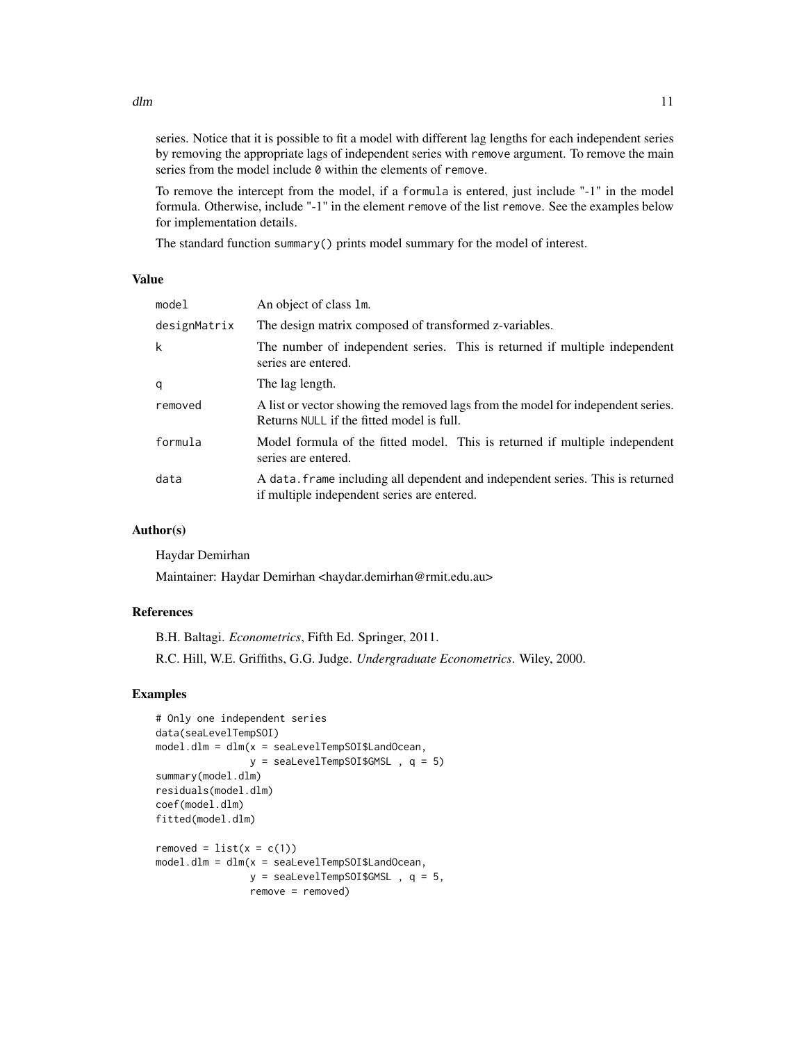series. Notice that it is possible to fit a model with different lag lengths for each independent series by removing the appropriate lags of independent series with `remove` argument. To remove the main series from the model include `0` within the elements of `remove`.

To remove the intercept from the model, if a `formula` is entered, just include "-1" in the model formula. Otherwise, include "-1" in the element `remove` of the list `remove`. See the examples below for implementation details.

The standard function `summary()` prints model summary for the model of interest.

## Value

| | |
|---|---|
| `model` | An object of class `lm`. |
| `designMatrix` | The design matrix composed of transformed z-variables. |
| `k` | The number of independent series. This is returned if multiple independent series are entered. |
| `q` | The lag length. |
| `removed` | A list or vector showing the removed lags from the model for independent series. Returns `NULL` if the fitted model is full. |
| `formula` | Model formula of the fitted model. This is returned if multiple independent series are entered. |
| `data` | A `data.frame` including all dependent and independent series. This is returned if multiple independent series are entered. |

## Author(s)

Haydar Demirhan

Maintainer: Haydar Demirhan <haydar.demirhan@rmit.edu.au>

## References

B.H. Baltagi. *Econometrics*, Fifth Ed. Springer, 2011.

R.C. Hill, W.E. Griffiths, G.G. Judge. *Undergraduate Econometrics*. Wiley, 2000.

## Examples

```
# Only one independent series
data(seaLevelTempSOI)
model.dlm = dlm(x = seaLevelTempSOI$LandOcean,
                y = seaLevelTempSOI$GMSL , q = 5)
summary(model.dlm)
residuals(model.dlm)
coef(model.dlm)
fitted(model.dlm)

removed = list(x = c(1))
model.dlm = dlm(x = seaLevelTempSOI$LandOcean,
                y = seaLevelTempSOI$GMSL , q = 5,
                remove = removed)
```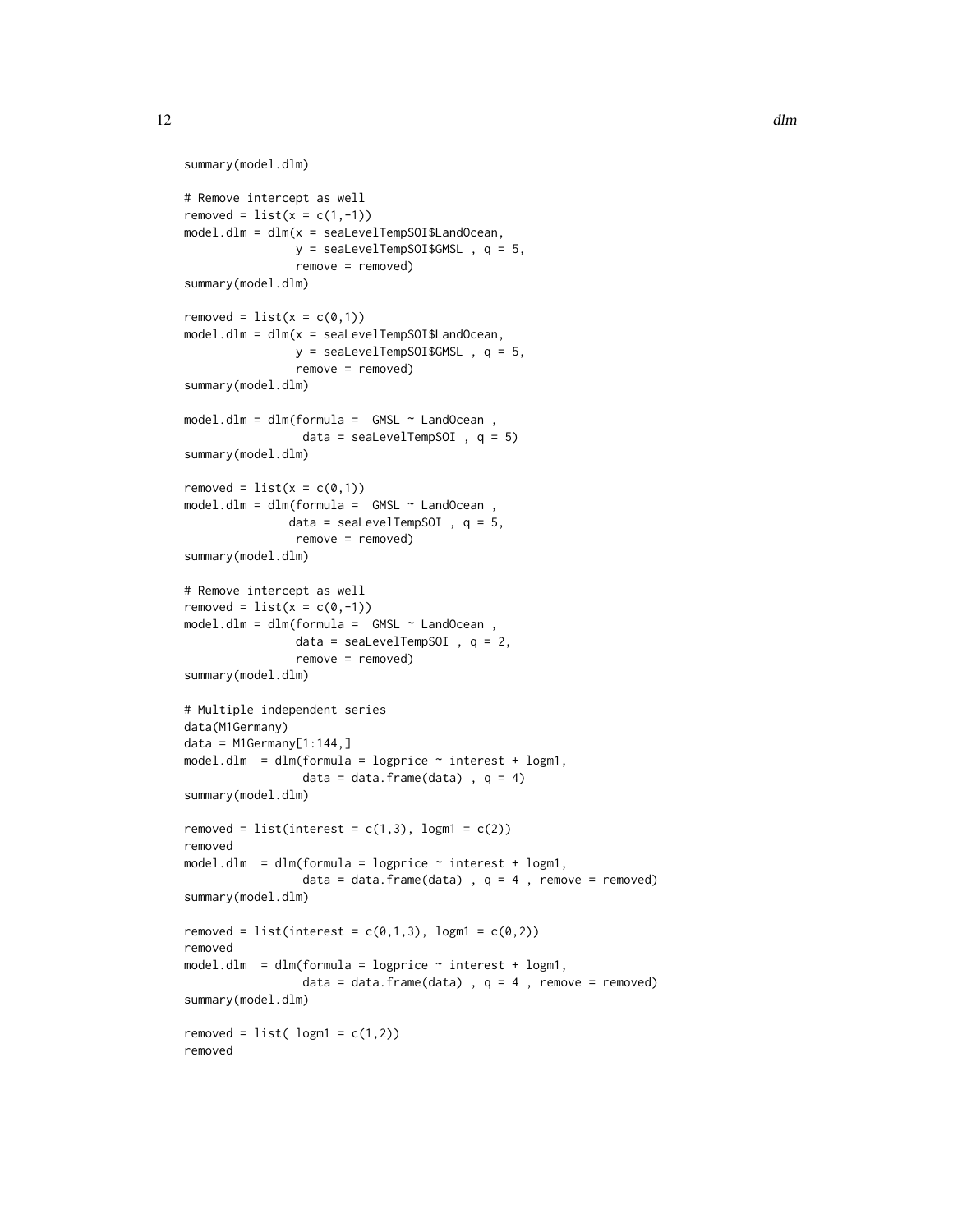```
summary(model.dlm)

# Remove intercept as well
removed = list(x = c(1,-1))
model.dlm = dlm(x = seaLevelTempSOI$LandOcean,
                y = seaLevelTempSOI$GMSL , q = 5,
                remove = removed)
summary(model.dlm)

removed = list(x = c(0,1))
model.dlm = dlm(x = seaLevelTempSOI$LandOcean,
                y = seaLevelTempSOI$GMSL , q = 5,
                remove = removed)
summary(model.dlm)

model.dlm = dlm(formula =  GMSL ~ LandOcean ,
                 data = seaLevelTempSOI , q = 5)
summary(model.dlm)

removed = list(x = c(0,1))
model.dlm = dlm(formula =  GMSL ~ LandOcean ,
               data = seaLevelTempSOI , q = 5,
                remove = removed)
summary(model.dlm)

# Remove intercept as well
removed = list(x = c(0,-1))
model.dlm = dlm(formula =  GMSL ~ LandOcean ,
                data = seaLevelTempSOI , q = 2,
                remove = removed)
summary(model.dlm)

# Multiple independent series
data(M1Germany)
data = M1Germany[1:144,]
model.dlm  = dlm(formula = logprice ~ interest + logm1,
                 data = data.frame(data) , q = 4)
summary(model.dlm)

removed = list(interest = c(1,3), logm1 = c(2))
removed
model.dlm  = dlm(formula = logprice ~ interest + logm1,
                 data = data.frame(data) , q = 4 , remove = removed)
summary(model.dlm)

removed = list(interest = c(0,1,3), logm1 = c(0,2))
removed
model.dlm  = dlm(formula = logprice ~ interest + logm1,
                 data = data.frame(data) , q = 4 , remove = removed)
summary(model.dlm)

removed = list( logm1 = c(1,2))
removed
```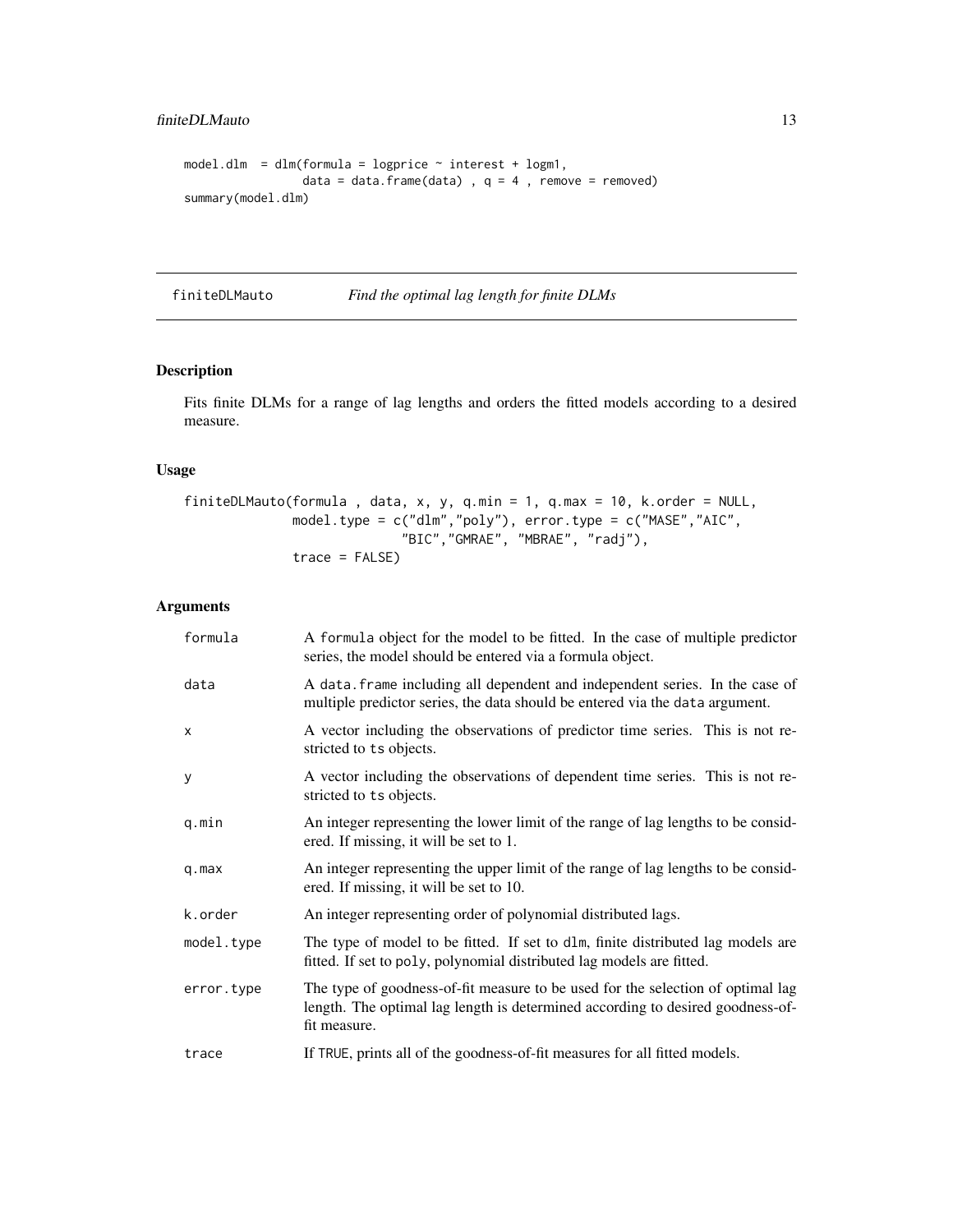```
model.dlm  = dlm(formula = logprice ~ interest + logm1,
                 data = data.frame(data) , q = 4 , remove = removed)
summary(model.dlm)
```

## finiteDLMauto — *Find the optimal lag length for finite DLMs*

### Description

Fits finite DLMs for a range of lag lengths and orders the fitted models according to a desired measure.

### Usage

```
finiteDLMauto(formula , data, x, y, q.min = 1, q.max = 10, k.order = NULL,
              model.type = c("dlm","poly"), error.type = c("MASE","AIC",
                          "BIC","GMRAE", "MBRAE", "radj"),
              trace = FALSE)
```

### Arguments

| | |
|---|---|
| formula | A formula object for the model to be fitted. In the case of multiple predictor series, the model should be entered via a formula object. |
| data | A data.frame including all dependent and independent series. In the case of multiple predictor series, the data should be entered via the data argument. |
| x | A vector including the observations of predictor time series. This is not restricted to ts objects. |
| y | A vector including the observations of dependent time series. This is not restricted to ts objects. |
| q.min | An integer representing the lower limit of the range of lag lengths to be considered. If missing, it will be set to 1. |
| q.max | An integer representing the upper limit of the range of lag lengths to be considered. If missing, it will be set to 10. |
| k.order | An integer representing order of polynomial distributed lags. |
| model.type | The type of model to be fitted. If set to dlm, finite distributed lag models are fitted. If set to poly, polynomial distributed lag models are fitted. |
| error.type | The type of goodness-of-fit measure to be used for the selection of optimal lag length. The optimal lag length is determined according to desired goodness-of-fit measure. |
| trace | If TRUE, prints all of the goodness-of-fit measures for all fitted models. |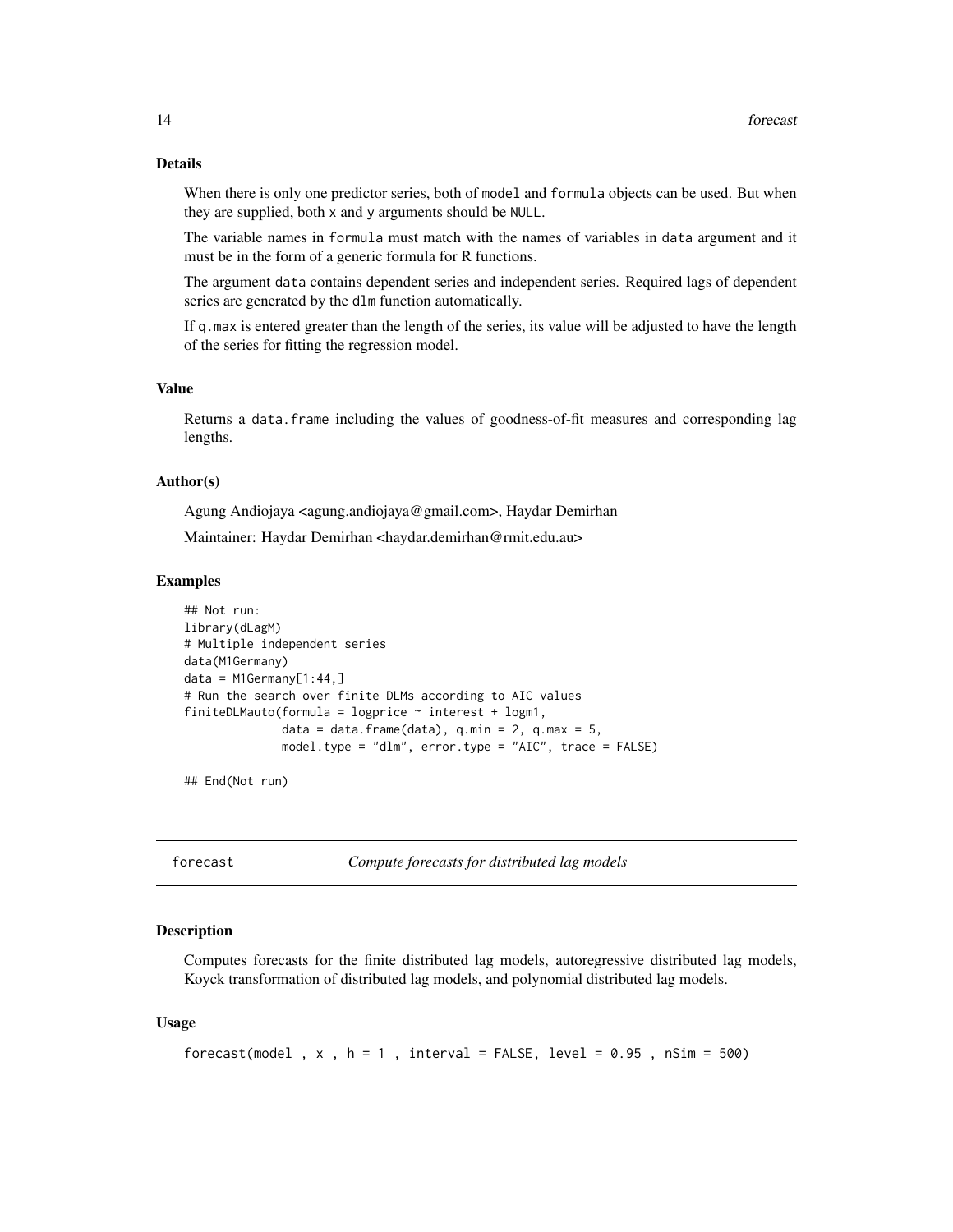### Details

When there is only one predictor series, both of `model` and `formula` objects can be used. But when they are supplied, both `x` and `y` arguments should be `NULL`.

The variable names in `formula` must match with the names of variables in `data` argument and it must be in the form of a generic formula for R functions.

The argument `data` contains dependent series and independent series. Required lags of dependent series are generated by the `dlm` function automatically.

If `q.max` is entered greater than the length of the series, its value will be adjusted to have the length of the series for fitting the regression model.

### Value

Returns a `data.frame` including the values of goodness-of-fit measures and corresponding lag lengths.

### Author(s)

Agung Andiojaya <agung.andiojaya@gmail.com>, Haydar Demirhan

Maintainer: Haydar Demirhan <haydar.demirhan@rmit.edu.au>

### Examples

```
## Not run:
library(dLagM)
# Multiple independent series
data(M1Germany)
data = M1Germany[1:44,]
# Run the search over finite DLMs according to AIC values
finiteDLMauto(formula = logprice ~ interest + logm1,
              data = data.frame(data), q.min = 2, q.max = 5,
              model.type = "dlm", error.type = "AIC", trace = FALSE)

## End(Not run)
```

---

## forecast — *Compute forecasts for distributed lag models*

### Description

Computes forecasts for the finite distributed lag models, autoregressive distributed lag models, Koyck transformation of distributed lag models, and polynomial distributed lag models.

### Usage

```
forecast(model , x , h = 1 , interval = FALSE, level = 0.95 , nSim = 500)
```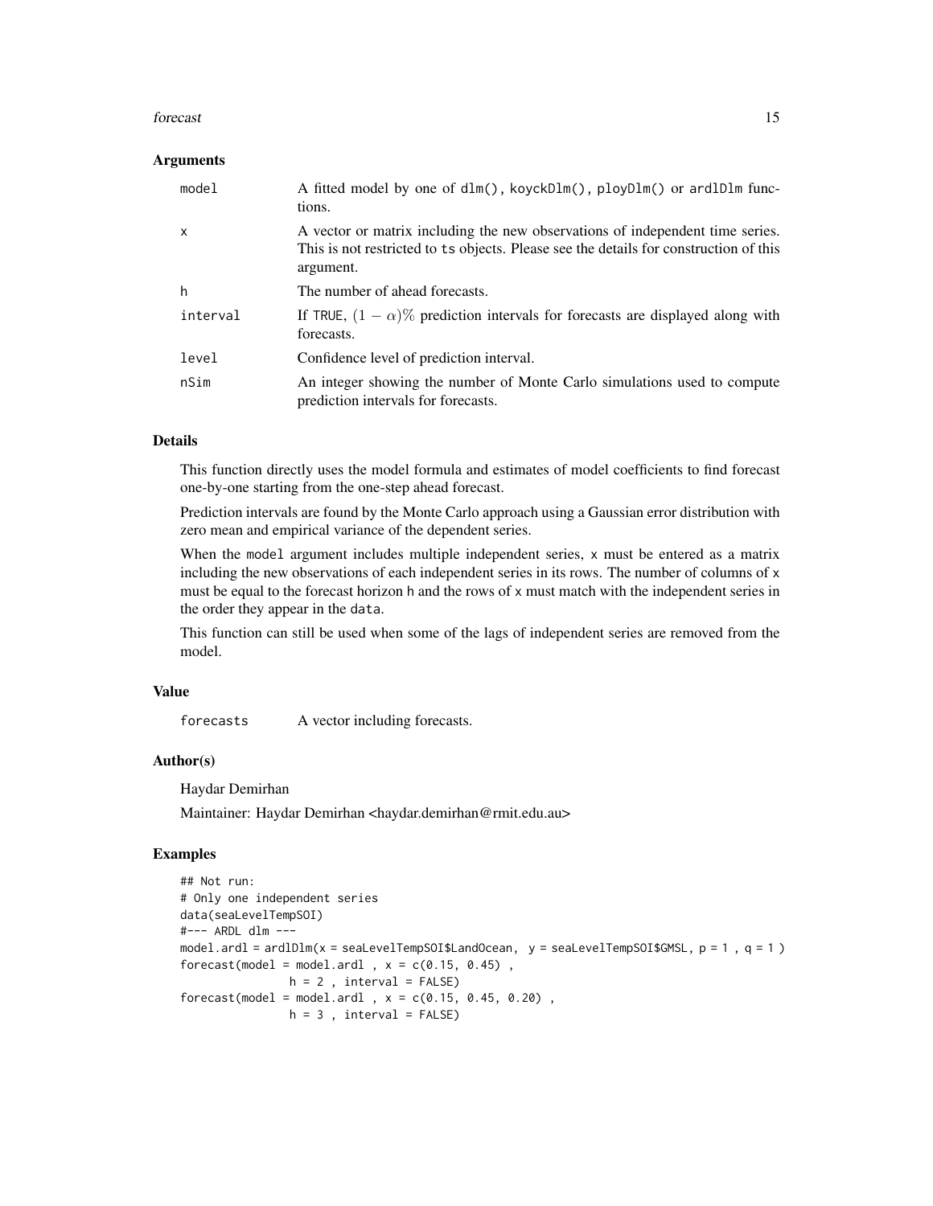### Arguments

| | |
|---|---|
| `model` | A fitted model by one of `dlm()`, `koyckDlm()`, `ployDlm()` or `ardlDlm` functions. |
| `x` | A vector or matrix including the new observations of independent time series. This is not restricted to `ts` objects. Please see the details for construction of this argument. |
| `h` | The number of ahead forecasts. |
| `interval` | If `TRUE`, $(1-\alpha)\%$ prediction intervals for forecasts are displayed along with forecasts. |
| `level` | Confidence level of prediction interval. |
| `nSim` | An integer showing the number of Monte Carlo simulations used to compute prediction intervals for forecasts. |

### Details

This function directly uses the model formula and estimates of model coefficients to find forecast one-by-one starting from the one-step ahead forecast.

Prediction intervals are found by the Monte Carlo approach using a Gaussian error distribution with zero mean and empirical variance of the dependent series.

When the `model` argument includes multiple independent series, `x` must be entered as a matrix including the new observations of each independent series in its rows. The number of columns of `x` must be equal to the forecast horizon `h` and the rows of `x` must match with the independent series in the order they appear in the `data`.

This function can still be used when some of the lags of independent series are removed from the model.

### Value

| | |
|---|---|
| `forecasts` | A vector including forecasts. |

### Author(s)

Haydar Demirhan

Maintainer: Haydar Demirhan <haydar.demirhan@rmit.edu.au>

### Examples

```
## Not run:
# Only one independent series
data(seaLevelTempSOI)
#--- ARDL dlm ---
model.ardl = ardlDlm(x = seaLevelTempSOI$LandOcean,  y = seaLevelTempSOI$GMSL, p = 1 , q = 1 )
forecast(model = model.ardl , x = c(0.15, 0.45) ,
                h = 2 , interval = FALSE)
forecast(model = model.ardl , x = c(0.15, 0.45, 0.20) ,
                h = 3 , interval = FALSE)
```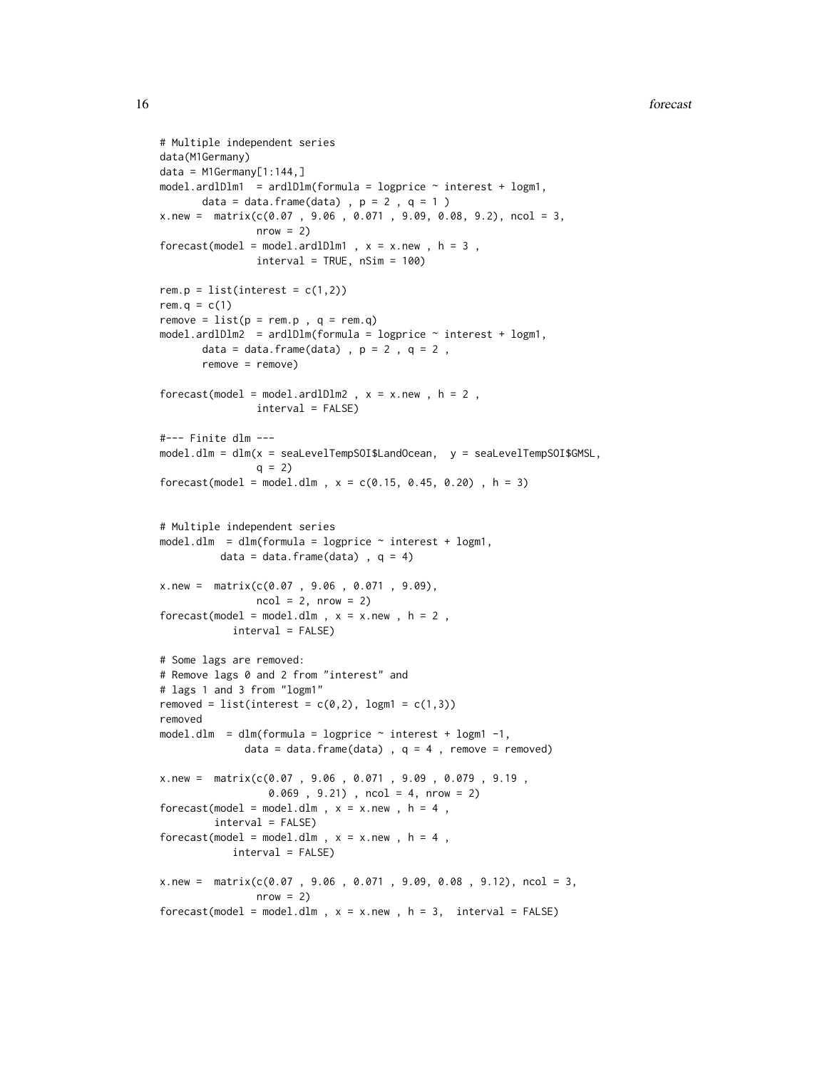```
# Multiple independent series
data(M1Germany)
data = M1Germany[1:144,]
model.ardlDlm1  = ardlDlm(formula = logprice ~ interest + logm1,
       data = data.frame(data) , p = 2 , q = 1 )
x.new =  matrix(c(0.07 , 9.06 , 0.071 , 9.09, 0.08, 9.2), ncol = 3,
                nrow = 2)
forecast(model = model.ardlDlm1 , x = x.new , h = 3 ,
                interval = TRUE, nSim = 100)

rem.p = list(interest = c(1,2))
rem.q = c(1)
remove = list(p = rem.p , q = rem.q)
model.ardlDlm2  = ardlDlm(formula = logprice ~ interest + logm1,
       data = data.frame(data) , p = 2 , q = 2 ,
       remove = remove)

forecast(model = model.ardlDlm2 , x = x.new , h = 2 ,
                interval = FALSE)

#--- Finite dlm ---
model.dlm = dlm(x = seaLevelTempSOI$LandOcean,  y = seaLevelTempSOI$GMSL,
                q = 2)
forecast(model = model.dlm , x = c(0.15, 0.45, 0.20) , h = 3)


# Multiple independent series
model.dlm  = dlm(formula = logprice ~ interest + logm1,
          data = data.frame(data) , q = 4)

x.new =  matrix(c(0.07 , 9.06 , 0.071 , 9.09),
                ncol = 2, nrow = 2)
forecast(model = model.dlm , x = x.new , h = 2 ,
            interval = FALSE)

# Some lags are removed:
# Remove lags 0 and 2 from "interest" and
# lags 1 and 3 from "logm1"
removed = list(interest = c(0,2), logm1 = c(1,3))
removed
model.dlm  = dlm(formula = logprice ~ interest + logm1 -1,
             data = data.frame(data) , q = 4 , remove = removed)

x.new =  matrix(c(0.07 , 9.06 , 0.071 , 9.09 , 0.079 , 9.19 ,
                  0.069 , 9.21) , ncol = 4, nrow = 2)
forecast(model = model.dlm , x = x.new , h = 4 ,
         interval = FALSE)
forecast(model = model.dlm , x = x.new , h = 4 ,
            interval = FALSE)

x.new =  matrix(c(0.07 , 9.06 , 0.071 , 9.09, 0.08 , 9.12), ncol = 3,
                nrow = 2)
forecast(model = model.dlm , x = x.new , h = 3,  interval = FALSE)
```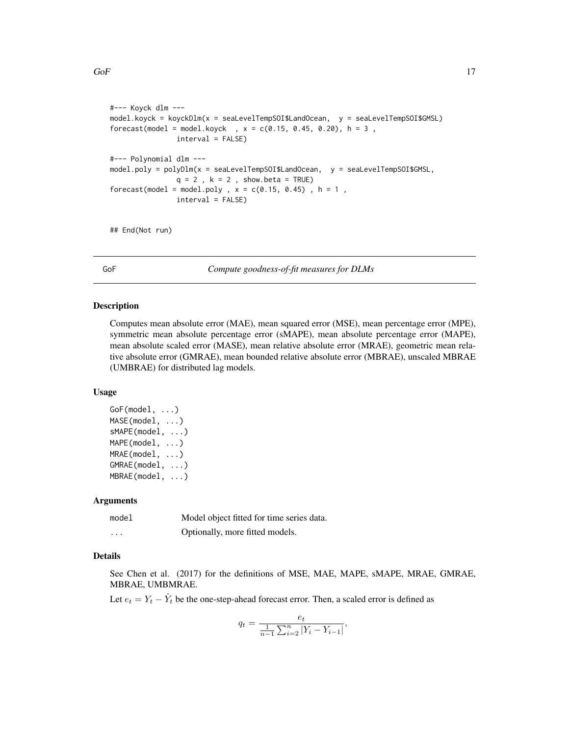```
#--- Koyck dlm ---
model.koyck = koyckDlm(x = seaLevelTempSOI$LandOcean,  y = seaLevelTempSOI$GMSL)
forecast(model = model.koyck  , x = c(0.15, 0.45, 0.20), h = 3 ,
               interval = FALSE)

#--- Polynomial dlm ---
model.poly = polyDlm(x = seaLevelTempSOI$LandOcean,  y = seaLevelTempSOI$GMSL,
               q = 2 , k = 2 , show.beta = TRUE)
forecast(model = model.poly , x = c(0.15, 0.45) , h = 1 ,
               interval = FALSE)


## End(Not run)
```

---

GoF *Compute goodness-of-fit measures for DLMs*

---

### Description

Computes mean absolute error (MAE), mean squared error (MSE), mean percentage error (MPE), symmetric mean absolute percentage error (sMAPE), mean absolute percentage error (MAPE), mean absolute scaled error (MASE), mean relative absolute error (MRAE), geometric mean relative absolute error (GMRAE), mean bounded relative absolute error (MBRAE), unscaled MBRAE (UMBRAE) for distributed lag models.

### Usage

```
GoF(model, ...)
MASE(model, ...)
sMAPE(model, ...)
MAPE(model, ...)
MRAE(model, ...)
GMRAE(model, ...)
MBRAE(model, ...)
```

### Arguments

| | |
|---|---|
| model | Model object fitted for time series data. |
| ... | Optionally, more fitted models. |

### Details

See Chen et al. (2017) for the definitions of MSE, MAE, MAPE, sMAPE, MRAE, GMRAE, MBRAE, UMBMRAE.

Let $e_t = Y_t - \hat{Y}_t$ be the one-step-ahead forecast error. Then, a scaled error is defined as

$$q_t = \frac{e_t}{\frac{1}{n-1}\sum_{i=2}^{n}|Y_i - Y_{i-1}|},$$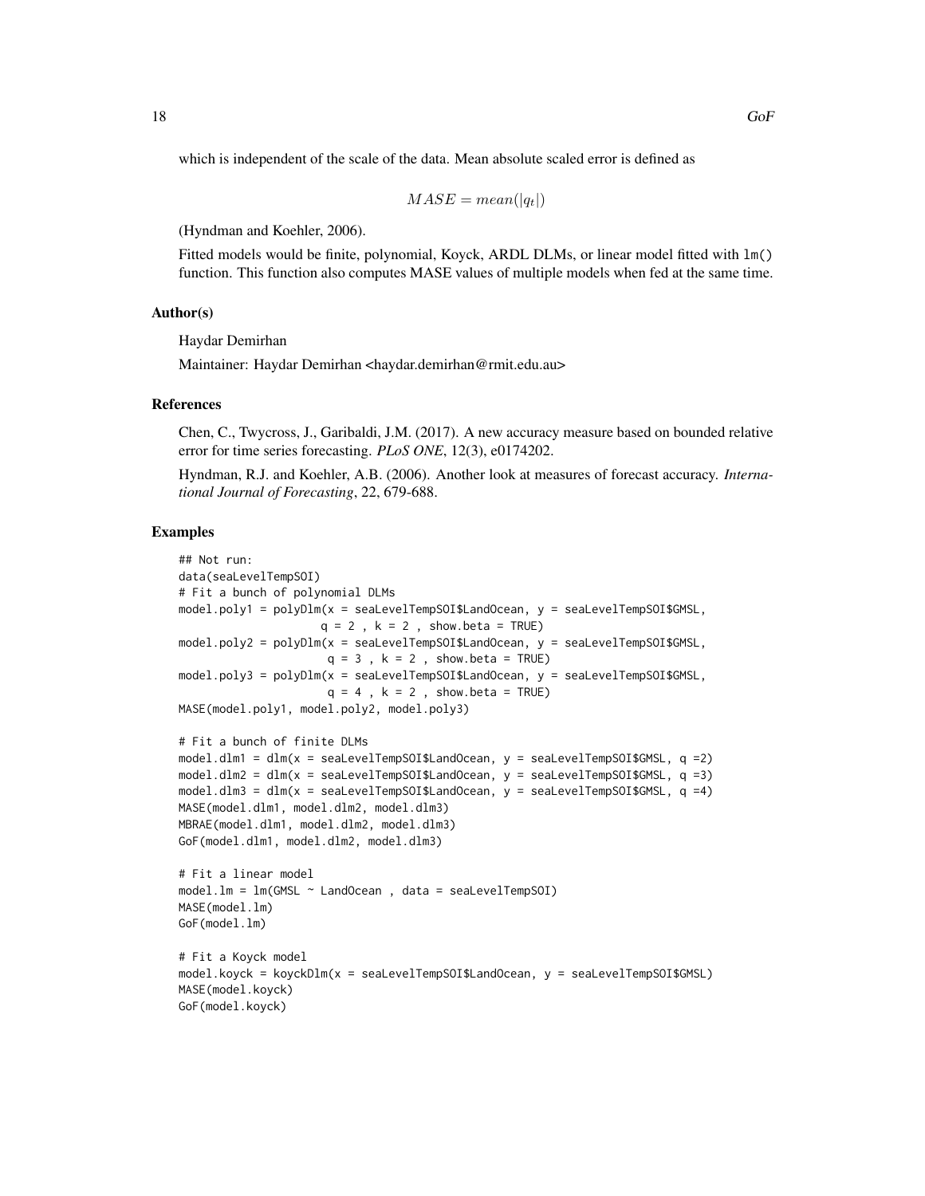which is independent of the scale of the data. Mean absolute scaled error is defined as

$$MASE = mean(|q_t|)$$

(Hyndman and Koehler, 2006).

Fitted models would be finite, polynomial, Koyck, ARDL DLMs, or linear model fitted with `lm()` function. This function also computes MASE values of multiple models when fed at the same time.

### Author(s)

Haydar Demirhan

Maintainer: Haydar Demirhan <haydar.demirhan@rmit.edu.au>

### References

Chen, C., Twycross, J., Garibaldi, J.M. (2017). A new accuracy measure based on bounded relative error for time series forecasting. *PLoS ONE*, 12(3), e0174202.

Hyndman, R.J. and Koehler, A.B. (2006). Another look at measures of forecast accuracy. *International Journal of Forecasting*, 22, 679-688.

### Examples

```
## Not run:
data(seaLevelTempSOI)
# Fit a bunch of polynomial DLMs
model.poly1 = polyDlm(x = seaLevelTempSOI$LandOcean, y = seaLevelTempSOI$GMSL,
                    q = 2 , k = 2 , show.beta = TRUE)
model.poly2 = polyDlm(x = seaLevelTempSOI$LandOcean, y = seaLevelTempSOI$GMSL,
                     q = 3 , k = 2 , show.beta = TRUE)
model.poly3 = polyDlm(x = seaLevelTempSOI$LandOcean, y = seaLevelTempSOI$GMSL,
                     q = 4 , k = 2 , show.beta = TRUE)
MASE(model.poly1, model.poly2, model.poly3)

# Fit a bunch of finite DLMs
model.dlm1 = dlm(x = seaLevelTempSOI$LandOcean, y = seaLevelTempSOI$GMSL, q =2)
model.dlm2 = dlm(x = seaLevelTempSOI$LandOcean, y = seaLevelTempSOI$GMSL, q =3)
model.dlm3 = dlm(x = seaLevelTempSOI$LandOcean, y = seaLevelTempSOI$GMSL, q =4)
MASE(model.dlm1, model.dlm2, model.dlm3)
MBRAE(model.dlm1, model.dlm2, model.dlm3)
GoF(model.dlm1, model.dlm2, model.dlm3)

# Fit a linear model
model.lm = lm(GMSL ~ LandOcean , data = seaLevelTempSOI)
MASE(model.lm)
GoF(model.lm)

# Fit a Koyck model
model.koyck = koyckDlm(x = seaLevelTempSOI$LandOcean, y = seaLevelTempSOI$GMSL)
MASE(model.koyck)
GoF(model.koyck)
```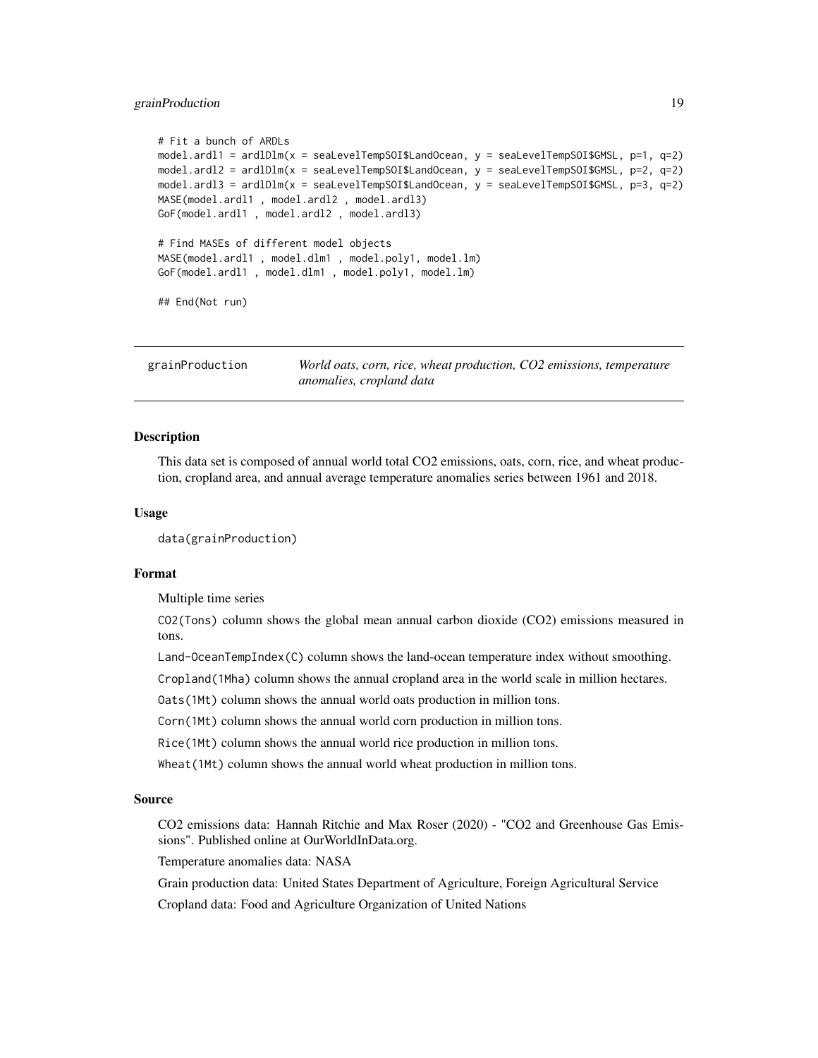```
# Fit a bunch of ARDLs
model.ardl1 = ardlDlm(x = seaLevelTempSOI$LandOcean, y = seaLevelTempSOI$GMSL, p=1, q=2)
model.ardl2 = ardlDlm(x = seaLevelTempSOI$LandOcean, y = seaLevelTempSOI$GMSL, p=2, q=2)
model.ardl3 = ardlDlm(x = seaLevelTempSOI$LandOcean, y = seaLevelTempSOI$GMSL, p=3, q=2)
MASE(model.ardl1 , model.ardl2 , model.ardl3)
GoF(model.ardl1 , model.ardl2 , model.ardl3)

# Find MASEs of different model objects
MASE(model.ardl1 , model.dlm1 , model.poly1, model.lm)
GoF(model.ardl1 , model.dlm1 , model.poly1, model.lm)

## End(Not run)
```

## grainProduction — *World oats, corn, rice, wheat production, CO2 emissions, temperature anomalies, cropland data*

### Description

This data set is composed of annual world total CO2 emissions, oats, corn, rice, and wheat production, cropland area, and annual average temperature anomalies series between 1961 and 2018.

### Usage

```
data(grainProduction)
```

### Format

Multiple time series

`CO2(Tons)` column shows the global mean annual carbon dioxide (CO2) emissions measured in tons.

`Land-OceanTempIndex(C)` column shows the land-ocean temperature index without smoothing.

`Cropland(1Mha)` column shows the annual cropland area in the world scale in million hectares.

`Oats(1Mt)` column shows the annual world oats production in million tons.

`Corn(1Mt)` column shows the annual world corn production in million tons.

`Rice(1Mt)` column shows the annual world rice production in million tons.

`Wheat(1Mt)` column shows the annual world wheat production in million tons.

### Source

CO2 emissions data: Hannah Ritchie and Max Roser (2020) - "CO2 and Greenhouse Gas Emissions". Published online at OurWorldInData.org.

Temperature anomalies data: NASA

Grain production data: United States Department of Agriculture, Foreign Agricultural Service

Cropland data: Food and Agriculture Organization of United Nations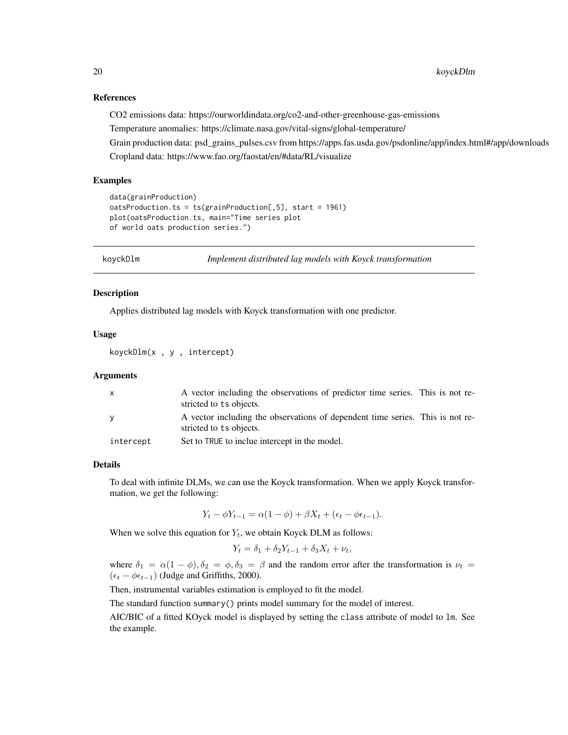### References

CO2 emissions data: https://ourworldindata.org/co2-and-other-greenhouse-gas-emissions

Temperature anomalies: https://climate.nasa.gov/vital-signs/global-temperature/

Grain production data: psd_grains_pulses.csv from https://apps.fas.usda.gov/psdonline/app/index.html#/app/downloads

Cropland data: https://www.fao.org/faostat/en/#data/RL/visualize

### Examples

```
data(grainProduction)
oatsProduction.ts = ts(grainProduction[,5], start = 1961)
plot(oatsProduction.ts, main="Time series plot
of world oats production series.")
```

---

## koyckDlm — *Implement distributed lag models with Koyck transformation*

### Description

Applies distributed lag models with Koyck transformation with one predictor.

### Usage

```
koyckDlm(x , y , intercept)
```

### Arguments

| | |
|---|---|
| x | A vector including the observations of predictor time series. This is not restricted to ts objects. |
| y | A vector including the observations of dependent time series. This is not restricted to ts objects. |
| intercept | Set to TRUE to inclue intercept in the model. |

### Details

To deal with infinite DLMs, we can use the Koyck transformation. When we apply Koyck transformation, we get the following:

$$Y_t - \phi Y_{t-1} = \alpha(1 - \phi) + \beta X_t + (\epsilon_t - \phi\epsilon_{t-1}).$$

When we solve this equation for $Y_t$, we obtain Koyck DLM as follows:

$$Y_t = \delta_1 + \delta_2 Y_{t-1} + \delta_3 X_t + \nu_t,$$

where $\delta_1 = \alpha(1 - \phi), \delta_2 = \phi, \delta_3 = \beta$ and the random error after the transformation is $\nu_t = (\epsilon_t - \phi\epsilon_{t-1})$ (Judge and Griffiths, 2000).

Then, instrumental variables estimation is employed to fit the model.

The standard function summary() prints model summary for the model of interest.

AIC/BIC of a fitted KOyck model is displayed by setting the class attribute of model to lm. See the example.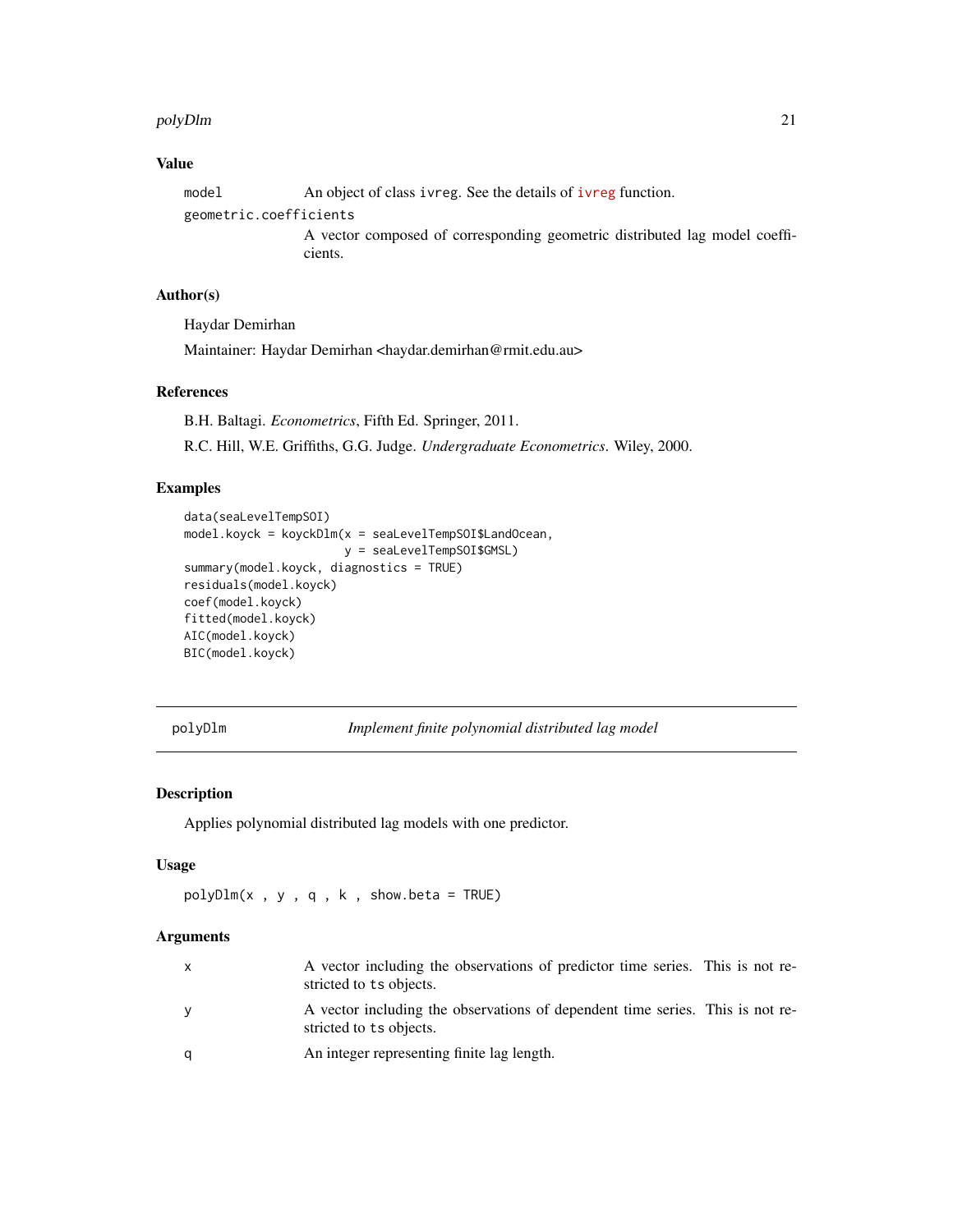## Value

- `model` An object of class ivreg. See the details of ivreg function.
- `geometric.coefficients` A vector composed of corresponding geometric distributed lag model coefficients.

## Author(s)

Haydar Demirhan

Maintainer: Haydar Demirhan <haydar.demirhan@rmit.edu.au>

## References

B.H. Baltagi. *Econometrics*, Fifth Ed. Springer, 2011.

R.C. Hill, W.E. Griffiths, G.G. Judge. *Undergraduate Econometrics*. Wiley, 2000.

## Examples

```
data(seaLevelTempSOI)
model.koyck = koyckDlm(x = seaLevelTempSOI$LandOcean,
                       y = seaLevelTempSOI$GMSL)
summary(model.koyck, diagnostics = TRUE)
residuals(model.koyck)
coef(model.koyck)
fitted(model.koyck)
AIC(model.koyck)
BIC(model.koyck)
```

---

# polyDlm — *Implement finite polynomial distributed lag model*

## Description

Applies polynomial distributed lag models with one predictor.

## Usage

```
polyDlm(x , y , q , k , show.beta = TRUE)
```

## Arguments

- `x` A vector including the observations of predictor time series. This is not restricted to ts objects.
- `y` A vector including the observations of dependent time series. This is not restricted to ts objects.
- `q` An integer representing finite lag length.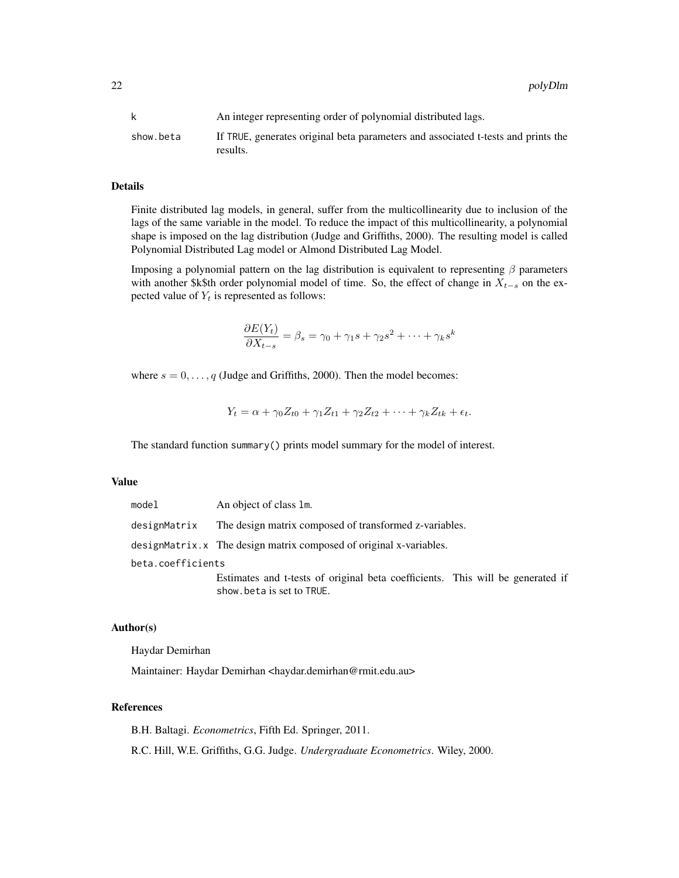| | |
|---|---|
| k | An integer representing order of polynomial distributed lags. |
| show.beta | If TRUE, generates original beta parameters and associated t-tests and prints the results. |

## Details

Finite distributed lag models, in general, suffer from the multicollinearity due to inclusion of the lags of the same variable in the model. To reduce the impact of this multicollinearity, a polynomial shape is imposed on the lag distribution (Judge and Griffiths, 2000). The resulting model is called Polynomial Distributed Lag model or Almond Distributed Lag Model.

Imposing a polynomial pattern on the lag distribution is equivalent to representing $\beta$ parameters with another $k$th order polynomial model of time. So, the effect of change in $X_{t-s}$ on the expected value of $Y_t$ is represented as follows:

$$\frac{\partial E(Y_t)}{\partial X_{t-s}} = \beta_s = \gamma_0 + \gamma_1 s + \gamma_2 s^2 + \cdots + \gamma_k s^k$$

where $s = 0, \ldots, q$ (Judge and Griffiths, 2000). Then the model becomes:

$$Y_t = \alpha + \gamma_0 Z_{t0} + \gamma_1 Z_{t1} + \gamma_2 Z_{t2} + \cdots + \gamma_k Z_{tk} + \epsilon_t.$$

The standard function summary() prints model summary for the model of interest.

## Value

| | |
|---|---|
| model | An object of class lm. |
| designMatrix | The design matrix composed of transformed z-variables. |
| designMatrix.x | The design matrix composed of original x-variables. |
| beta.coefficients | Estimates and t-tests of original beta coefficients. This will be generated if show.beta is set to TRUE. |

## Author(s)

Haydar Demirhan

Maintainer: Haydar Demirhan <haydar.demirhan@rmit.edu.au>

## References

B.H. Baltagi. *Econometrics*, Fifth Ed. Springer, 2011.

R.C. Hill, W.E. Griffiths, G.G. Judge. *Undergraduate Econometrics*. Wiley, 2000.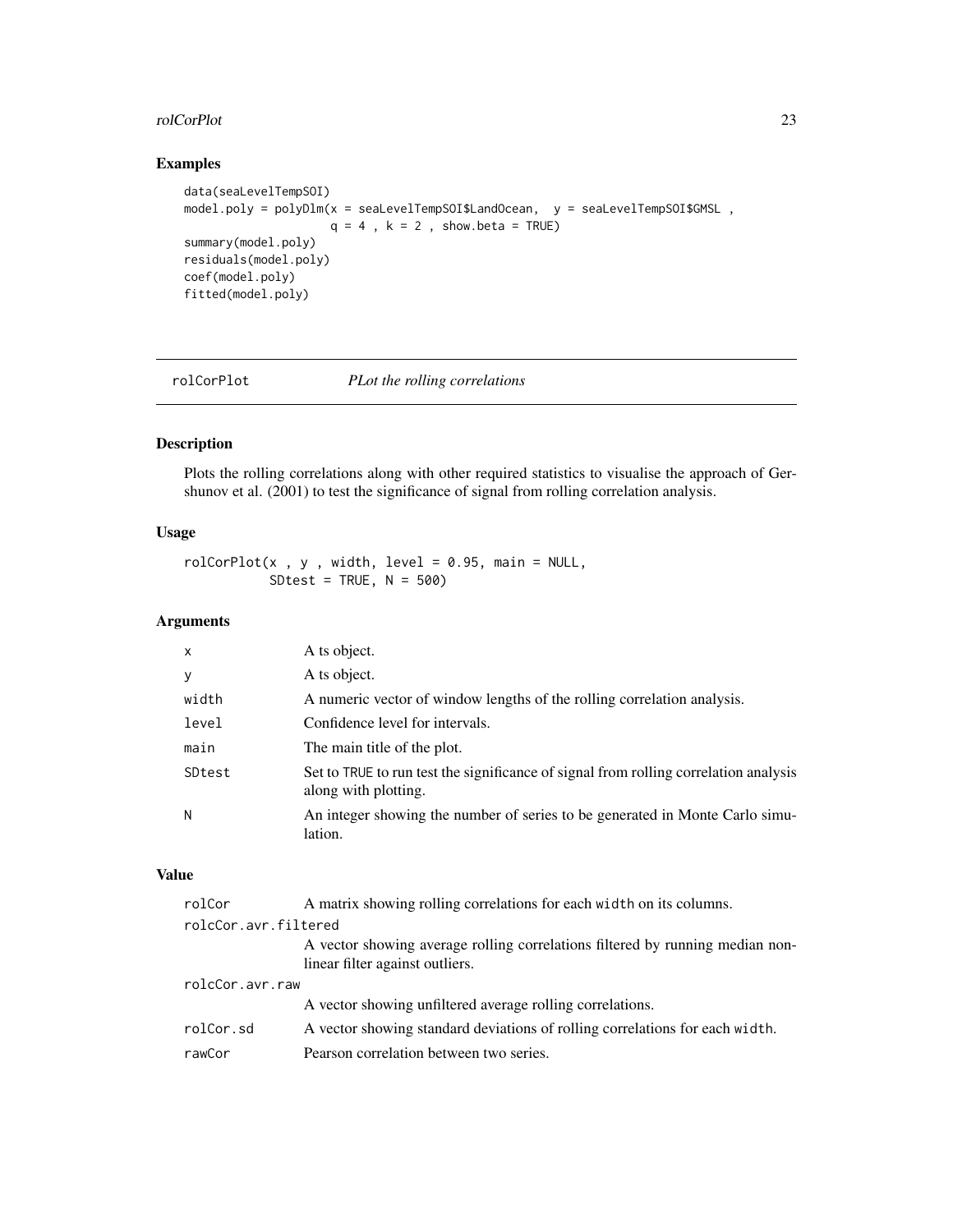## Examples

```
data(seaLevelTempSOI)
model.poly = polyDlm(x = seaLevelTempSOI$LandOcean,  y = seaLevelTempSOI$GMSL ,
                     q = 4 , k = 2 , show.beta = TRUE)
summary(model.poly)
residuals(model.poly)
coef(model.poly)
fitted(model.poly)
```

---

# rolCorPlot    *PLot the rolling correlations*

---

## Description

Plots the rolling correlations along with other required statistics to visualise the approach of Gershunov et al. (2001) to test the significance of signal from rolling correlation analysis.

## Usage

```
rolCorPlot(x , y , width, level = 0.95, main = NULL,
           SDtest = TRUE, N = 500)
```

## Arguments

| | |
|---|---|
| x | A ts object. |
| y | A ts object. |
| width | A numeric vector of window lengths of the rolling correlation analysis. |
| level | Confidence level for intervals. |
| main | The main title of the plot. |
| SDtest | Set to TRUE to run test the significance of signal from rolling correlation analysis along with plotting. |
| N | An integer showing the number of series to be generated in Monte Carlo simulation. |

## Value

| | |
|---|---|
| rolCor | A matrix showing rolling correlations for each width on its columns. |
| rolcCor.avr.filtered | A vector showing average rolling correlations filtered by running median non-linear filter against outliers. |
| rolcCor.avr.raw | A vector showing unfiltered average rolling correlations. |
| rolCor.sd | A vector showing standard deviations of rolling correlations for each width. |
| rawCor | Pearson correlation between two series. |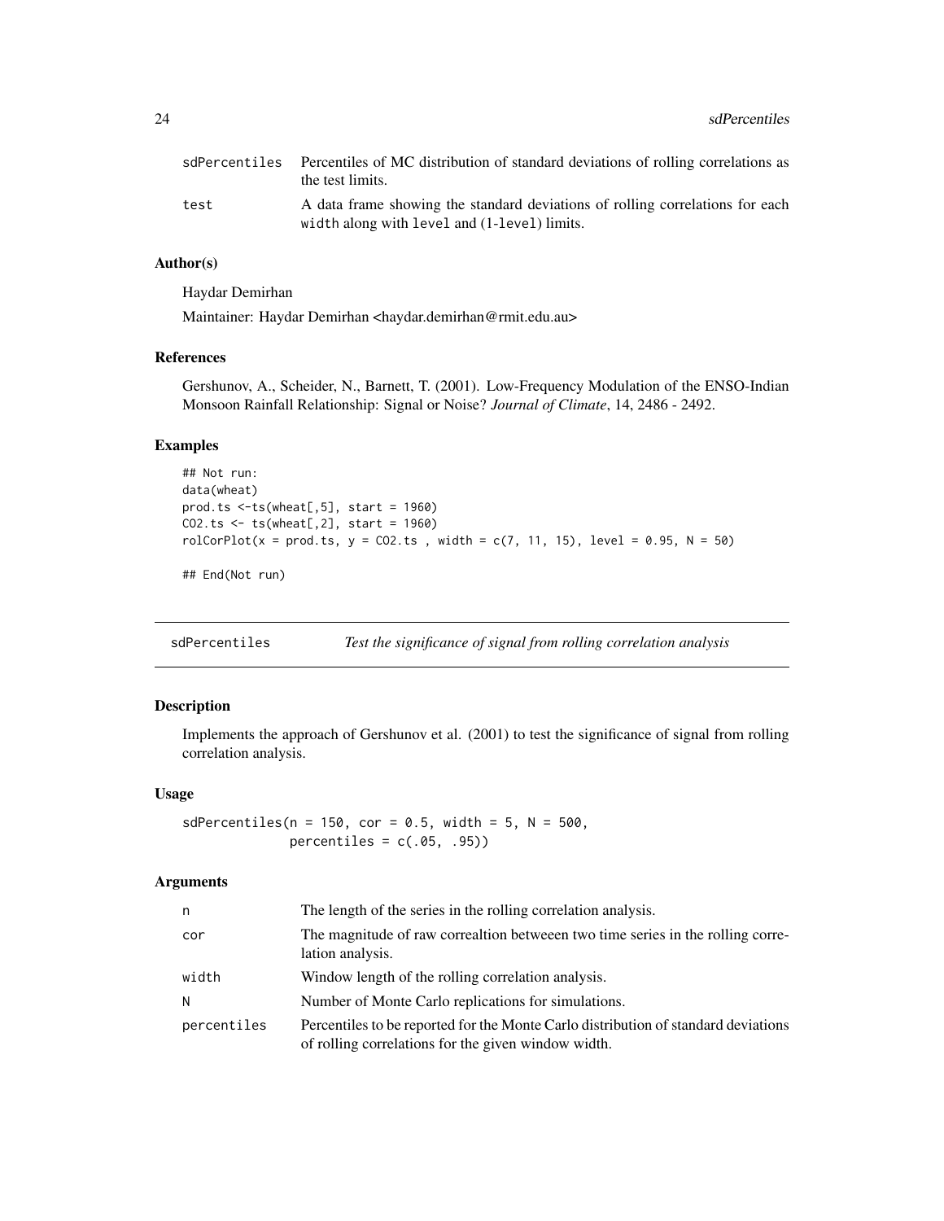| | |
|---|---|
| sdPercentiles | Percentiles of MC distribution of standard deviations of rolling correlations as the test limits. |
| test | A data frame showing the standard deviations of rolling correlations for each width along with level and (1-level) limits. |

### Author(s)

Haydar Demirhan

Maintainer: Haydar Demirhan <haydar.demirhan@rmit.edu.au>

### References

Gershunov, A., Scheider, N., Barnett, T. (2001). Low-Frequency Modulation of the ENSO-Indian Monsoon Rainfall Relationship: Signal or Noise? *Journal of Climate*, 14, 2486 - 2492.

### Examples

```
## Not run:
data(wheat)
prod.ts <-ts(wheat[,5], start = 1960)
CO2.ts <- ts(wheat[,2], start = 1960)
rolCorPlot(x = prod.ts, y = CO2.ts , width = c(7, 11, 15), level = 0.95, N = 50)

## End(Not run)
```

---

## sdPercentiles — *Test the significance of signal from rolling correlation analysis*

---

### Description

Implements the approach of Gershunov et al. (2001) to test the significance of signal from rolling correlation analysis.

### Usage

```
sdPercentiles(n = 150, cor = 0.5, width = 5, N = 500,
              percentiles = c(.05, .95))
```

### Arguments

| | |
|---|---|
| n | The length of the series in the rolling correlation analysis. |
| cor | The magnitude of raw correaltion betweeen two time series in the rolling correlation analysis. |
| width | Window length of the rolling correlation analysis. |
| N | Number of Monte Carlo replications for simulations. |
| percentiles | Percentiles to be reported for the Monte Carlo distribution of standard deviations of rolling correlations for the given window width. |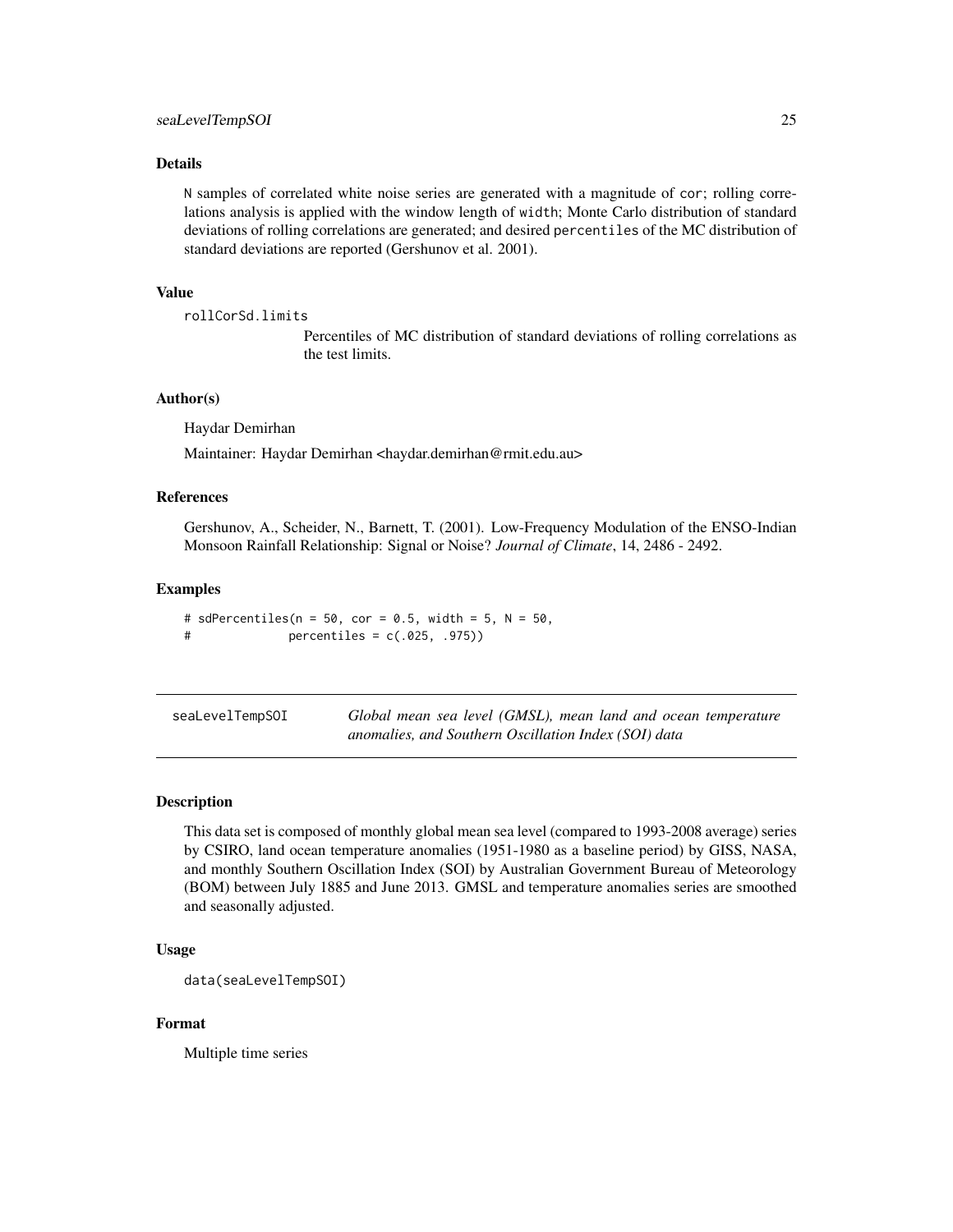### Details

N samples of correlated white noise series are generated with a magnitude of cor; rolling correlations analysis is applied with the window length of width; Monte Carlo distribution of standard deviations of rolling correlations are generated; and desired percentiles of the MC distribution of standard deviations are reported (Gershunov et al. 2001).

### Value

rollCorSd.limits
: Percentiles of MC distribution of standard deviations of rolling correlations as the test limits.

### Author(s)

Haydar Demirhan

Maintainer: Haydar Demirhan <haydar.demirhan@rmit.edu.au>

### References

Gershunov, A., Scheider, N., Barnett, T. (2001). Low-Frequency Modulation of the ENSO-Indian Monsoon Rainfall Relationship: Signal or Noise? *Journal of Climate*, 14, 2486 - 2492.

### Examples

```
# sdPercentiles(n = 50, cor = 0.5, width = 5, N = 50,
#               percentiles = c(.025, .975))
```

---

## seaLevelTempSOI — *Global mean sea level (GMSL), mean land and ocean temperature anomalies, and Southern Oscillation Index (SOI) data*

### Description

This data set is composed of monthly global mean sea level (compared to 1993-2008 average) series by CSIRO, land ocean temperature anomalies (1951-1980 as a baseline period) by GISS, NASA, and monthly Southern Oscillation Index (SOI) by Australian Government Bureau of Meteorology (BOM) between July 1885 and June 2013. GMSL and temperature anomalies series are smoothed and seasonally adjusted.

### Usage

```
data(seaLevelTempSOI)
```

### Format

Multiple time series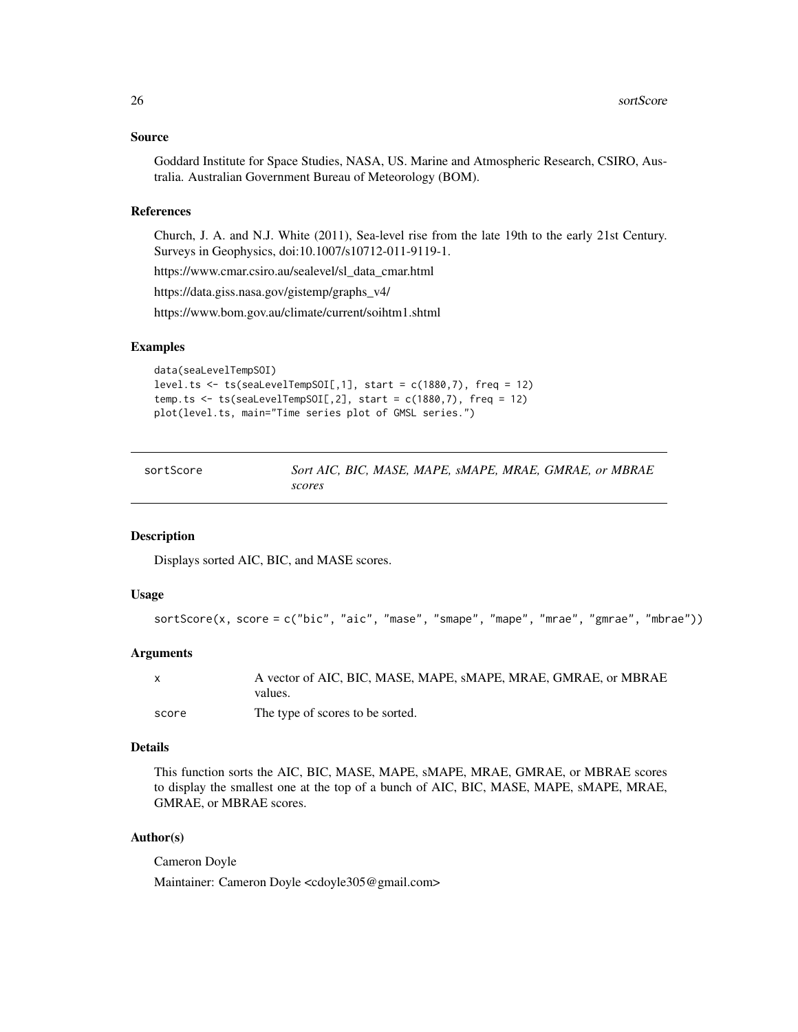### Source

Goddard Institute for Space Studies, NASA, US. Marine and Atmospheric Research, CSIRO, Australia. Australian Government Bureau of Meteorology (BOM).

### References

Church, J. A. and N.J. White (2011), Sea-level rise from the late 19th to the early 21st Century. Surveys in Geophysics, doi:10.1007/s10712-011-9119-1.

https://www.cmar.csiro.au/sealevel/sl_data_cmar.html

https://data.giss.nasa.gov/gistemp/graphs_v4/

https://www.bom.gov.au/climate/current/soihtm1.shtml

### Examples

```
data(seaLevelTempSOI)
level.ts <- ts(seaLevelTempSOI[,1], start = c(1880,7), freq = 12)
temp.ts <- ts(seaLevelTempSOI[,2], start = c(1880,7), freq = 12)
plot(level.ts, main="Time series plot of GMSL series.")
```

---

## sortScore — *Sort AIC, BIC, MASE, MAPE, sMAPE, MRAE, GMRAE, or MBRAE scores*

### Description

Displays sorted AIC, BIC, and MASE scores.

### Usage

```
sortScore(x, score = c("bic", "aic", "mase", "smape", "mape", "mrae", "gmrae", "mbrae"))
```

### Arguments

| | |
|---|---|
| x | A vector of AIC, BIC, MASE, MAPE, sMAPE, MRAE, GMRAE, or MBRAE values. |
| score | The type of scores to be sorted. |

### Details

This function sorts the AIC, BIC, MASE, MAPE, sMAPE, MRAE, GMRAE, or MBRAE scores to display the smallest one at the top of a bunch of AIC, BIC, MASE, MAPE, sMAPE, MRAE, GMRAE, or MBRAE scores.

### Author(s)

Cameron Doyle

Maintainer: Cameron Doyle <cdoyle305@gmail.com>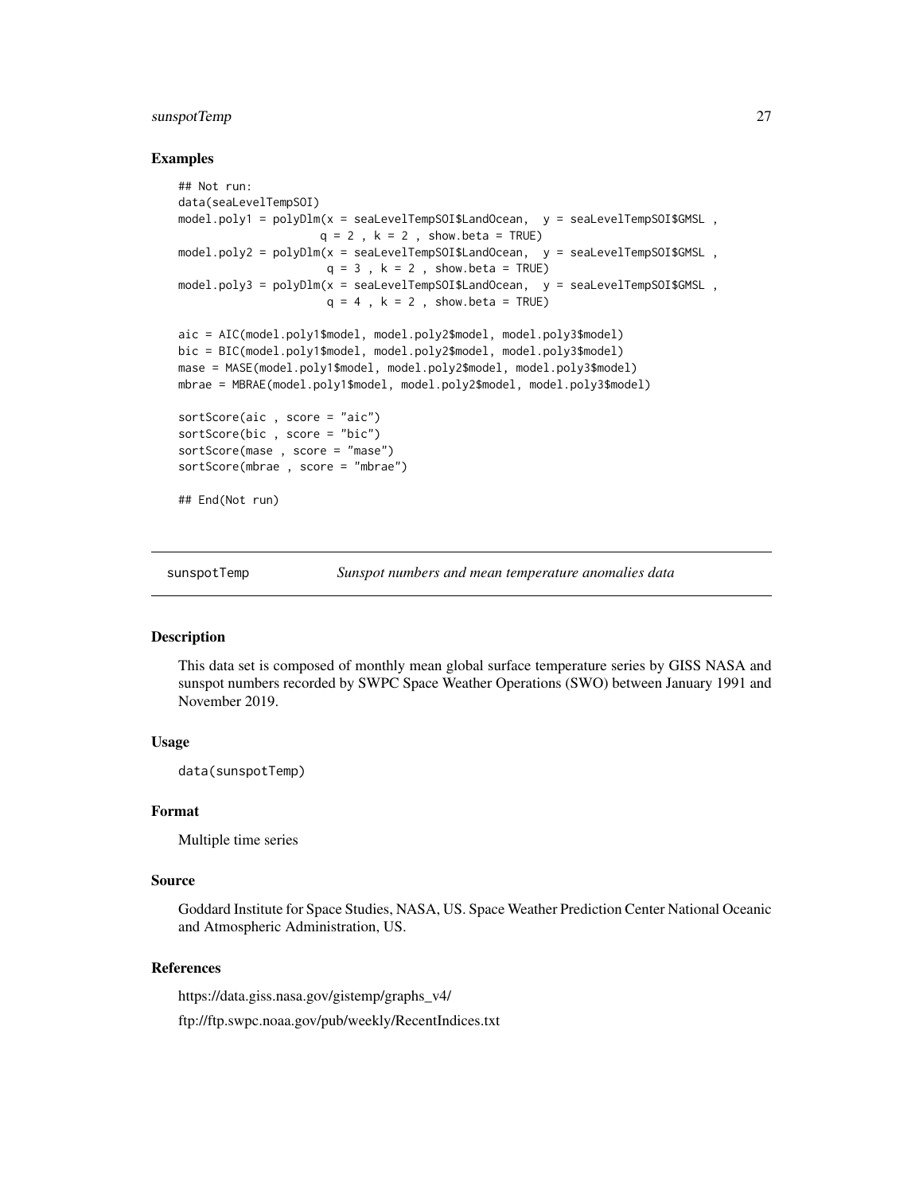## Examples

```
## Not run:
data(seaLevelTempSOI)
model.poly1 = polyDlm(x = seaLevelTempSOI$LandOcean,  y = seaLevelTempSOI$GMSL ,
                     q = 2 , k = 2 , show.beta = TRUE)
model.poly2 = polyDlm(x = seaLevelTempSOI$LandOcean,  y = seaLevelTempSOI$GMSL ,
                      q = 3 , k = 2 , show.beta = TRUE)
model.poly3 = polyDlm(x = seaLevelTempSOI$LandOcean,  y = seaLevelTempSOI$GMSL ,
                      q = 4 , k = 2 , show.beta = TRUE)

aic = AIC(model.poly1$model, model.poly2$model, model.poly3$model)
bic = BIC(model.poly1$model, model.poly2$model, model.poly3$model)
mase = MASE(model.poly1$model, model.poly2$model, model.poly3$model)
mbrae = MBRAE(model.poly1$model, model.poly2$model, model.poly3$model)

sortScore(aic , score = "aic")
sortScore(bic , score = "bic")
sortScore(mase , score = "mase")
sortScore(mbrae , score = "mbrae")

## End(Not run)
```

---

# sunspotTemp — *Sunspot numbers and mean temperature anomalies data*

## Description

This data set is composed of monthly mean global surface temperature series by GISS NASA and sunspot numbers recorded by SWPC Space Weather Operations (SWO) between January 1991 and November 2019.

## Usage

```
data(sunspotTemp)
```

## Format

Multiple time series

## Source

Goddard Institute for Space Studies, NASA, US. Space Weather Prediction Center National Oceanic and Atmospheric Administration, US.

## References

https://data.giss.nasa.gov/gistemp/graphs_v4/

ftp://ftp.swpc.noaa.gov/pub/weekly/RecentIndices.txt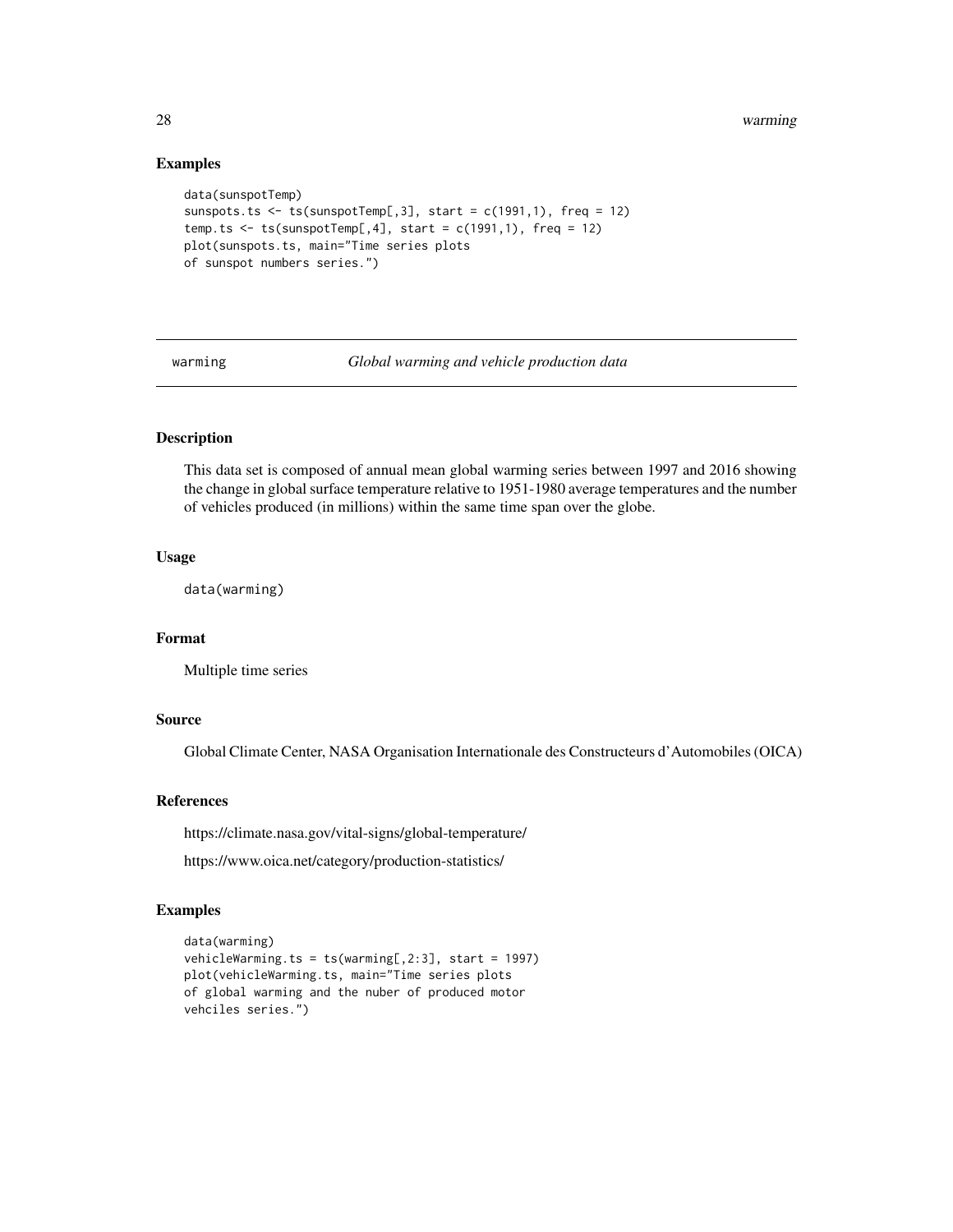## Examples

```
data(sunspotTemp)
sunspots.ts <- ts(sunspotTemp[,3], start = c(1991,1), freq = 12)
temp.ts <- ts(sunspotTemp[,4], start = c(1991,1), freq = 12)
plot(sunspots.ts, main="Time series plots
of sunspot numbers series.")
```

---

# warming — *Global warming and vehicle production data*

---

## Description

This data set is composed of annual mean global warming series between 1997 and 2016 showing the change in global surface temperature relative to 1951-1980 average temperatures and the number of vehicles produced (in millions) within the same time span over the globe.

## Usage

```
data(warming)
```

## Format

Multiple time series

## Source

Global Climate Center, NASA Organisation Internationale des Constructeurs d'Automobiles (OICA)

## References

https://climate.nasa.gov/vital-signs/global-temperature/

https://www.oica.net/category/production-statistics/

## Examples

```
data(warming)
vehicleWarming.ts = ts(warming[,2:3], start = 1997)
plot(vehicleWarming.ts, main="Time series plots
of global warming and the nuber of produced motor
vehciles series.")
```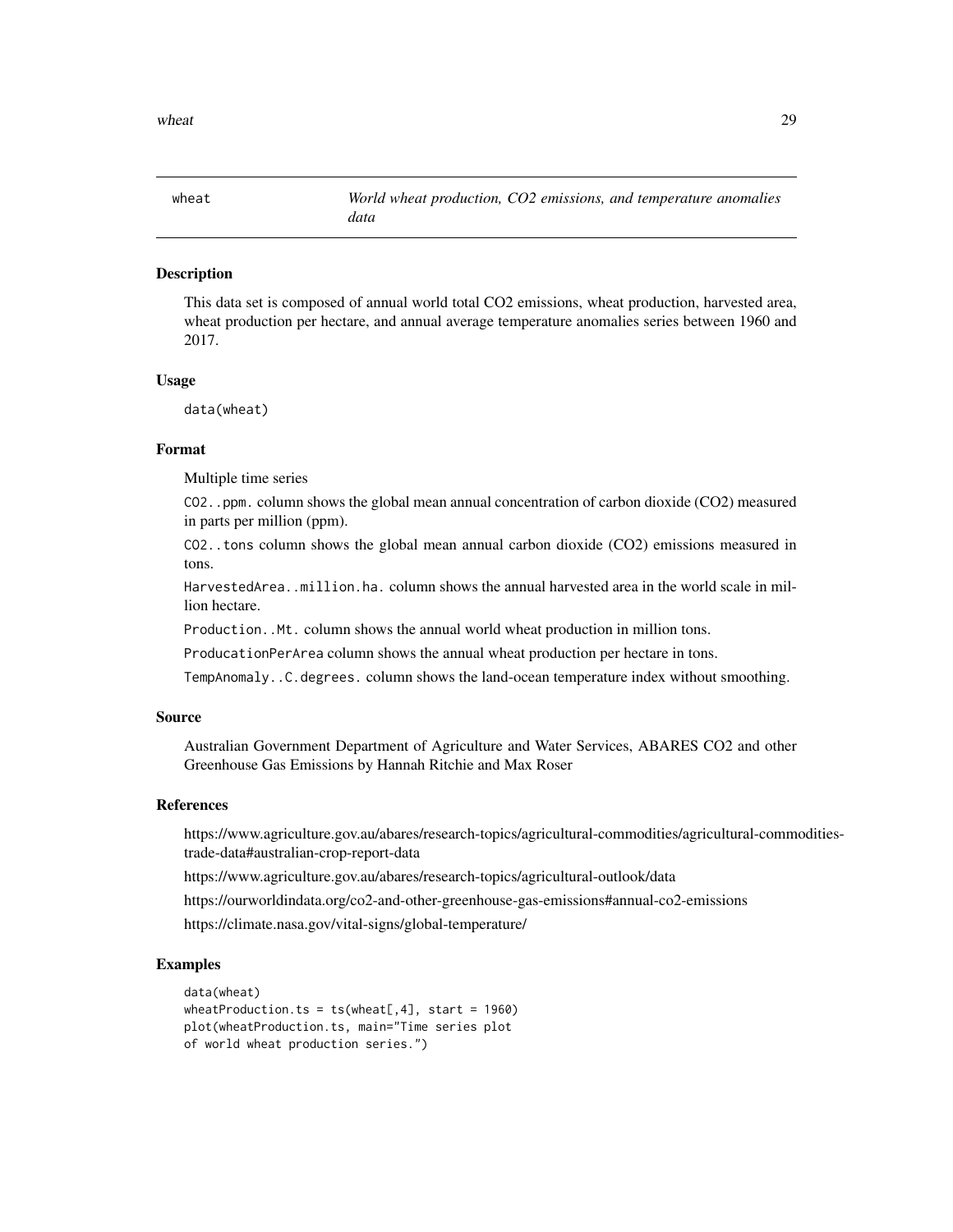wheat — *World wheat production, CO2 emissions, and temperature anomalies data*

## Description

This data set is composed of annual world total CO2 emissions, wheat production, harvested area, wheat production per hectare, and annual average temperature anomalies series between 1960 and 2017.

## Usage

```
data(wheat)
```

## Format

Multiple time series

`CO2..ppm.` column shows the global mean annual concentration of carbon dioxide (CO2) measured in parts per million (ppm).

`CO2..tons` column shows the global mean annual carbon dioxide (CO2) emissions measured in tons.

`HarvestedArea..million.ha.` column shows the annual harvested area in the world scale in million hectare.

`Production..Mt.` column shows the annual world wheat production in million tons.

`ProducationPerArea` column shows the annual wheat production per hectare in tons.

`TempAnomaly..C.degrees.` column shows the land-ocean temperature index without smoothing.

## Source

Australian Government Department of Agriculture and Water Services, ABARES CO2 and other Greenhouse Gas Emissions by Hannah Ritchie and Max Roser

## References

https://www.agriculture.gov.au/abares/research-topics/agricultural-commodities/agricultural-commodities-trade-data#australian-crop-report-data

https://www.agriculture.gov.au/abares/research-topics/agricultural-outlook/data

https://ourworldindata.org/co2-and-other-greenhouse-gas-emissions#annual-co2-emissions

https://climate.nasa.gov/vital-signs/global-temperature/

## Examples

```
data(wheat)
wheatProduction.ts = ts(wheat[,4], start = 1960)
plot(wheatProduction.ts, main="Time series plot
of world wheat production series.")
```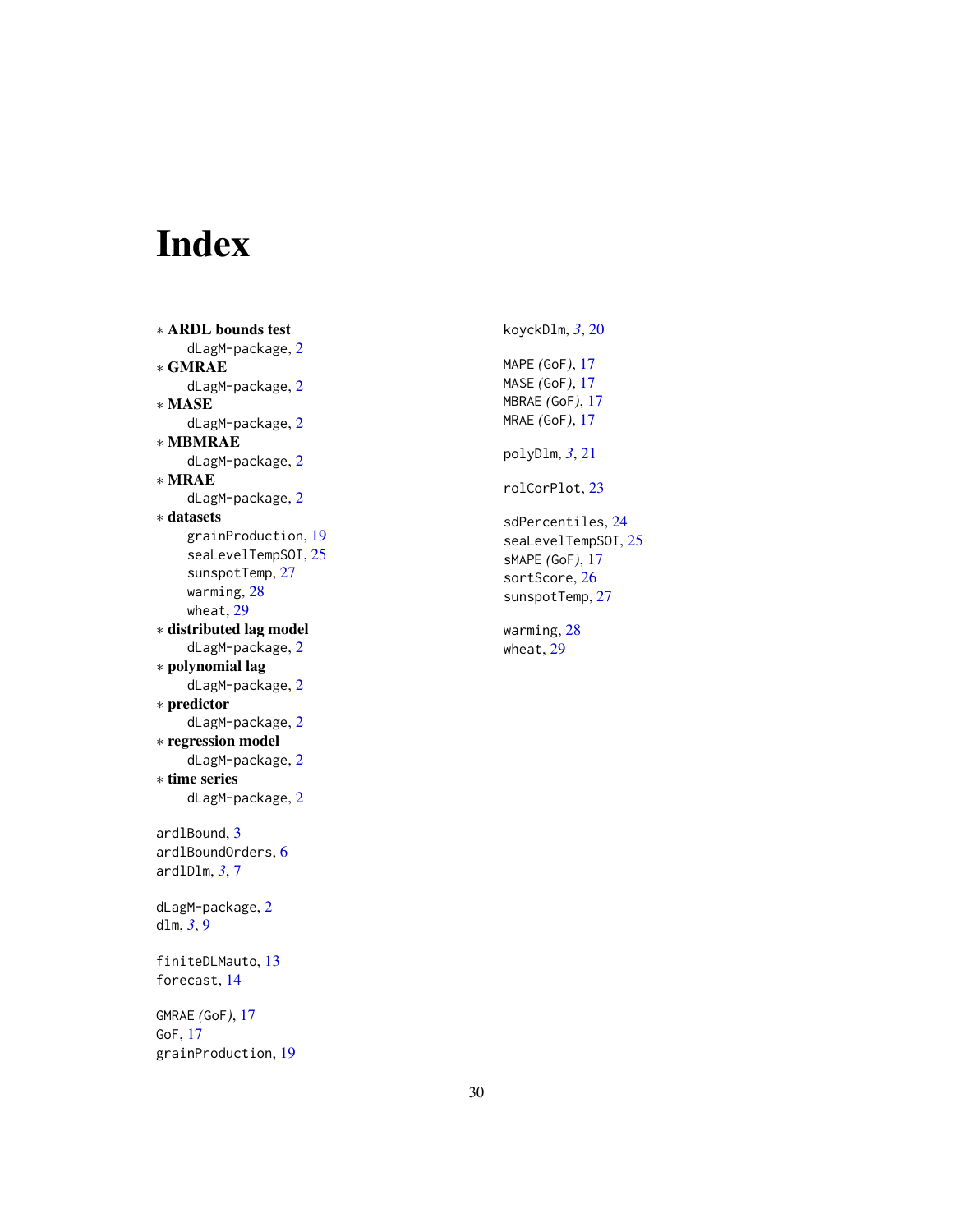# Index

∗ **ARDL bounds test**
  dLagM-package, 2
∗ **GMRAE**
  dLagM-package, 2
∗ **MASE**
  dLagM-package, 2
∗ **MBMRAE**
  dLagM-package, 2
∗ **MRAE**
  dLagM-package, 2
∗ **datasets**
  grainProduction, 19
  seaLevelTempSOI, 25
  sunspotTemp, 27
  warming, 28
  wheat, 29
∗ **distributed lag model**
  dLagM-package, 2
∗ **polynomial lag**
  dLagM-package, 2
∗ **predictor**
  dLagM-package, 2
∗ **regression model**
  dLagM-package, 2
∗ **time series**
  dLagM-package, 2

ardlBound, 3
ardlBoundOrders, 6
ardlDlm, *3*, 7

dLagM-package, 2
dlm, *3*, 9

finiteDLMauto, 13
forecast, 14

GMRAE *(*GoF*)*, 17
GoF, 17
grainProduction, 19

koyckDlm, *3*, 20

MAPE *(*GoF*)*, 17
MASE *(*GoF*)*, 17
MBRAE *(*GoF*)*, 17
MRAE *(*GoF*)*, 17

polyDlm, *3*, 21

rolCorPlot, 23

sdPercentiles, 24
seaLevelTempSOI, 25
sMAPE *(*GoF*)*, 17
sortScore, 26
sunspotTemp, 27

warming, 28
wheat, 29